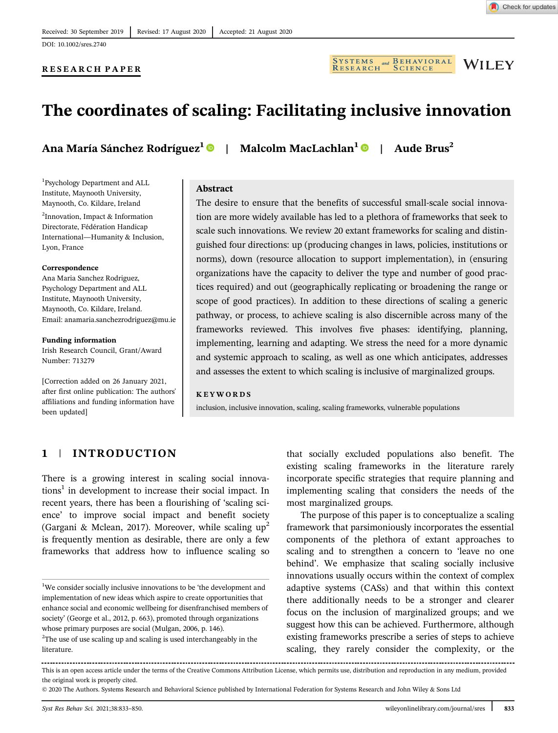Received: 30 September 2019 | Revised: 17 August 2020 | Accepted: 21 August 2020

DOI: 10.1002/sres.2740

**RESEARCH PAPER**

# The coordinates of scaling: Facilitating inclusive innovation

**Ana María Sánchez Rodríguez[1] | Malcolm MacLachlan[1] | Aude Brus[2]**

[1]Psychology Department and ALL Institute, Maynooth University, Maynooth, Co. Kildare, Ireland

[2]Innovation, Impact & Information Directorate, Fédération Handicap International—Humanity & Inclusion, Lyon, France

**Correspondence**
Ana Maria Sanchez Rodriguez, Psychology Department and ALL Institute, Maynooth University, Maynooth, Co. Kildare, Ireland.
Email: anamaria.sanchezrodriguez@mu.ie

**Funding information**
Irish Research Council, Grant/Award Number: 713279

[Correction added on 26 January 2021, after first online publication: The authors' affiliations and funding information have been updated]

## Abstract

The desire to ensure that the benefits of successful small-scale social innovation are more widely available has led to a plethora of frameworks that seek to scale such innovations. We review 20 extant frameworks for scaling and distinguished four directions: up (producing changes in laws, policies, institutions or norms), down (resource allocation to support implementation), in (ensuring organizations have the capacity to deliver the type and number of good practices required) and out (geographically replicating or broadening the range or scope of good practices). In addition to these directions of scaling a generic pathway, or process, to achieve scaling is also discernible across many of the frameworks reviewed. This involves five phases: identifying, planning, implementing, learning and adapting. We stress the need for a more dynamic and systemic approach to scaling, as well as one which anticipates, addresses and assesses the extent to which scaling is inclusive of marginalized groups.

**KEYWORDS**

inclusion, inclusive innovation, scaling, scaling frameworks, vulnerable populations

## 1 | INTRODUCTION

There is a growing interest in scaling social innovations[1] in development to increase their social impact. In recent years, there has been a flourishing of 'scaling science' to improve social impact and benefit society (Gargani & Mclean, 2017). Moreover, while scaling up[2] is frequently mention as desirable, there are only a few frameworks that address how to influence scaling so that socially excluded populations also benefit. The existing scaling frameworks in the literature rarely incorporate specific strategies that require planning and implementing scaling that considers the needs of the most marginalized groups.

The purpose of this paper is to conceptualize a scaling framework that parsimoniously incorporates the essential components of the plethora of extant approaches to scaling and to strengthen a concern to 'leave no one behind'. We emphasize that scaling socially inclusive innovations usually occurs within the context of complex adaptive systems (CASs) and that within this context there additionally needs to be a stronger and clearer focus on the inclusion of marginalized groups; and we suggest how this can be achieved. Furthermore, although existing frameworks prescribe a series of steps to achieve scaling, they rarely consider the complexity, or the

[1]We consider socially inclusive innovations to be 'the development and implementation of new ideas which aspire to create opportunities that enhance social and economic wellbeing for disenfranchised members of society' (George et al., 2012, p. 663), promoted through organizations whose primary purposes are social (Mulgan, 2006, p. 146).

[2]The use of use scaling up and scaling is used interchangeably in the literature.

This is an open access article under the terms of the Creative Commons Attribution License, which permits use, distribution and reproduction in any medium, provided the original work is properly cited.
© 2020 The Authors. Systems Research and Behavioral Science published by International Federation for Systems Research and John Wiley & Sons Ltd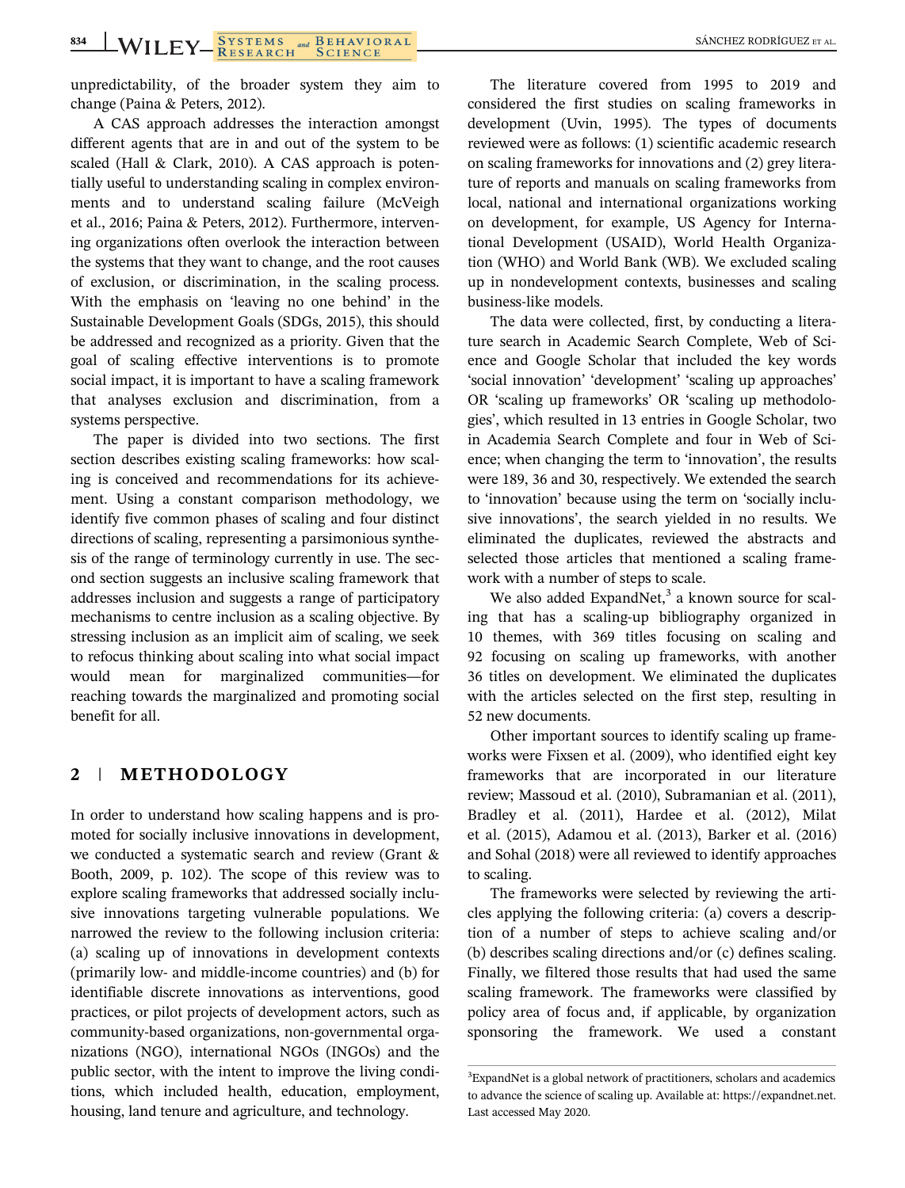unpredictability, of the broader system they aim to change (Paina & Peters, 2012).

A CAS approach addresses the interaction amongst different agents that are in and out of the system to be scaled (Hall & Clark, 2010). A CAS approach is potentially useful to understanding scaling in complex environments and to understand scaling failure (McVeigh et al., 2016; Paina & Peters, 2012). Furthermore, intervening organizations often overlook the interaction between the systems that they want to change, and the root causes of exclusion, or discrimination, in the scaling process. With the emphasis on 'leaving no one behind' in the Sustainable Development Goals (SDGs, 2015), this should be addressed and recognized as a priority. Given that the goal of scaling effective interventions is to promote social impact, it is important to have a scaling framework that analyses exclusion and discrimination, from a systems perspective.

The paper is divided into two sections. The first section describes existing scaling frameworks: how scaling is conceived and recommendations for its achievement. Using a constant comparison methodology, we identify five common phases of scaling and four distinct directions of scaling, representing a parsimonious synthesis of the range of terminology currently in use. The second section suggests an inclusive scaling framework that addresses inclusion and suggests a range of participatory mechanisms to centre inclusion as a scaling objective. By stressing inclusion as an implicit aim of scaling, we seek to refocus thinking about scaling into what social impact would mean for marginalized communities—for reaching towards the marginalized and promoting social benefit for all.

## 2 | METHODOLOGY

In order to understand how scaling happens and is promoted for socially inclusive innovations in development, we conducted a systematic search and review (Grant & Booth, 2009, p. 102). The scope of this review was to explore scaling frameworks that addressed socially inclusive innovations targeting vulnerable populations. We narrowed the review to the following inclusion criteria: (a) scaling up of innovations in development contexts (primarily low- and middle-income countries) and (b) for identifiable discrete innovations as interventions, good practices, or pilot projects of development actors, such as community-based organizations, non-governmental organizations (NGO), international NGOs (INGOs) and the public sector, with the intent to improve the living conditions, which included health, education, employment, housing, land tenure and agriculture, and technology.

The literature covered from 1995 to 2019 and considered the first studies on scaling frameworks in development (Uvin, 1995). The types of documents reviewed were as follows: (1) scientific academic research on scaling frameworks for innovations and (2) grey literature of reports and manuals on scaling frameworks from local, national and international organizations working on development, for example, US Agency for International Development (USAID), World Health Organization (WHO) and World Bank (WB). We excluded scaling up in nondevelopment contexts, businesses and scaling business-like models.

The data were collected, first, by conducting a literature search in Academic Search Complete, Web of Science and Google Scholar that included the key words 'social innovation' 'development' 'scaling up approaches' OR 'scaling up frameworks' OR 'scaling up methodologies', which resulted in 13 entries in Google Scholar, two in Academia Search Complete and four in Web of Science; when changing the term to 'innovation', the results were 189, 36 and 30, respectively. We extended the search to 'innovation' because using the term on 'socially inclusive innovations', the search yielded in no results. We eliminated the duplicates, reviewed the abstracts and selected those articles that mentioned a scaling framework with a number of steps to scale.

We also added ExpandNet,[3] a known source for scaling that has a scaling-up bibliography organized in 10 themes, with 369 titles focusing on scaling and 92 focusing on scaling up frameworks, with another 36 titles on development. We eliminated the duplicates with the articles selected on the first step, resulting in 52 new documents.

Other important sources to identify scaling up frameworks were Fixsen et al. (2009), who identified eight key frameworks that are incorporated in our literature review; Massoud et al. (2010), Subramanian et al. (2011), Bradley et al. (2011), Hardee et al. (2012), Milat et al. (2015), Adamou et al. (2013), Barker et al. (2016) and Sohal (2018) were all reviewed to identify approaches to scaling.

The frameworks were selected by reviewing the articles applying the following criteria: (a) covers a description of a number of steps to achieve scaling and/or (b) describes scaling directions and/or (c) defines scaling. Finally, we filtered those results that had used the same scaling framework. The frameworks were classified by policy area of focus and, if applicable, by organization sponsoring the framework. We used a constant

[3]ExpandNet is a global network of practitioners, scholars and academics to advance the science of scaling up. Available at: https://expandnet.net. Last accessed May 2020.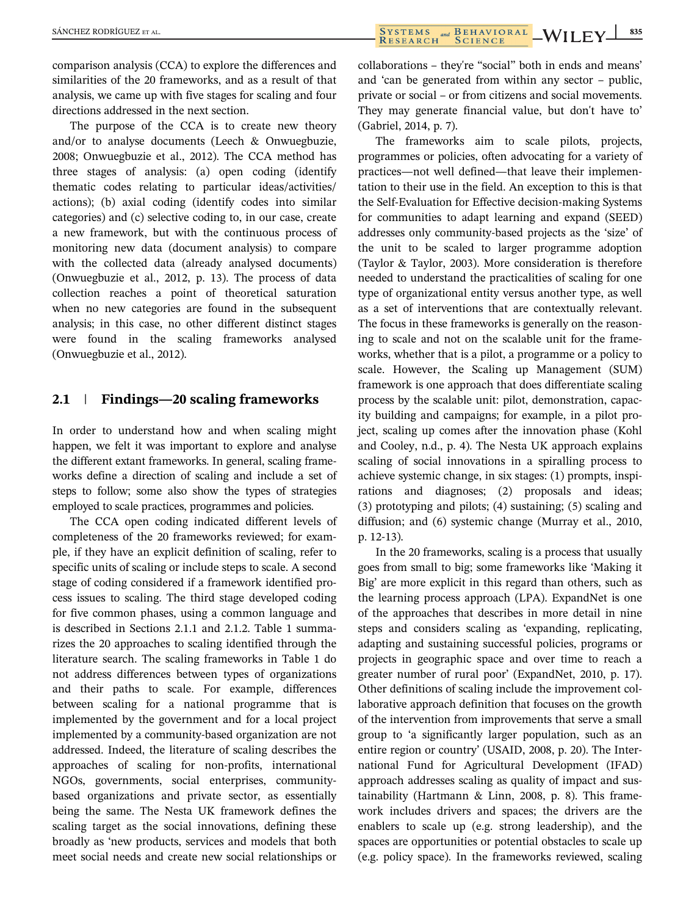comparison analysis (CCA) to explore the differences and similarities of the 20 frameworks, and as a result of that analysis, we came up with five stages for scaling and four directions addressed in the next section.

The purpose of the CCA is to create new theory and/or to analyse documents (Leech & Onwuegbuzie, 2008; Onwuegbuzie et al., 2012). The CCA method has three stages of analysis: (a) open coding (identify thematic codes relating to particular ideas/activities/ actions); (b) axial coding (identify codes into similar categories) and (c) selective coding to, in our case, create a new framework, but with the continuous process of monitoring new data (document analysis) to compare with the collected data (already analysed documents) (Onwuegbuzie et al., 2012, p. 13). The process of data collection reaches a point of theoretical saturation when no new categories are found in the subsequent analysis; in this case, no other different distinct stages were found in the scaling frameworks analysed (Onwuegbuzie et al., 2012).

## 2.1 | Findings—20 scaling frameworks

In order to understand how and when scaling might happen, we felt it was important to explore and analyse the different extant frameworks. In general, scaling frameworks define a direction of scaling and include a set of steps to follow; some also show the types of strategies employed to scale practices, programmes and policies.

The CCA open coding indicated different levels of completeness of the 20 frameworks reviewed; for example, if they have an explicit definition of scaling, refer to specific units of scaling or include steps to scale. A second stage of coding considered if a framework identified process issues to scaling. The third stage developed coding for five common phases, using a common language and is described in Sections 2.1.1 and 2.1.2. Table 1 summarizes the 20 approaches to scaling identified through the literature search. The scaling frameworks in Table 1 do not address differences between types of organizations and their paths to scale. For example, differences between scaling for a national programme that is implemented by the government and for a local project implemented by a community-based organization are not addressed. Indeed, the literature of scaling describes the approaches of scaling for non-profits, international NGOs, governments, social enterprises, community-based organizations and private sector, as essentially being the same. The Nesta UK framework defines the scaling target as the social innovations, defining these broadly as 'new products, services and models that both meet social needs and create new social relationships or collaborations – they're "social" both in ends and means' and 'can be generated from within any sector – public, private or social – or from citizens and social movements. They may generate financial value, but don't have to' (Gabriel, 2014, p. 7).

The frameworks aim to scale pilots, projects, programmes or policies, often advocating for a variety of practices—not well defined—that leave their implementation to their use in the field. An exception to this is that the Self-Evaluation for Effective decision-making Systems for communities to adapt learning and expand (SEED) addresses only community-based projects as the 'size' of the unit to be scaled to larger programme adoption (Taylor & Taylor, 2003). More consideration is therefore needed to understand the practicalities of scaling for one type of organizational entity versus another type, as well as a set of interventions that are contextually relevant. The focus in these frameworks is generally on the reasoning to scale and not on the scalable unit for the frameworks, whether that is a pilot, a programme or a policy to scale. However, the Scaling up Management (SUM) framework is one approach that does differentiate scaling process by the scalable unit: pilot, demonstration, capacity building and campaigns; for example, in a pilot project, scaling up comes after the innovation phase (Kohl and Cooley, n.d., p. 4). The Nesta UK approach explains scaling of social innovations in a spiralling process to achieve systemic change, in six stages: (1) prompts, inspirations and diagnoses; (2) proposals and ideas; (3) prototyping and pilots; (4) sustaining; (5) scaling and diffusion; and (6) systemic change (Murray et al., 2010, p. 12-13).

In the 20 frameworks, scaling is a process that usually goes from small to big; some frameworks like 'Making it Big' are more explicit in this regard than others, such as the learning process approach (LPA). ExpandNet is one of the approaches that describes in more detail in nine steps and considers scaling as 'expanding, replicating, adapting and sustaining successful policies, programs or projects in geographic space and over time to reach a greater number of rural poor' (ExpandNet, 2010, p. 17). Other definitions of scaling include the improvement collaborative approach definition that focuses on the growth of the intervention from improvements that serve a small group to 'a significantly larger population, such as an entire region or country' (USAID, 2008, p. 20). The International Fund for Agricultural Development (IFAD) approach addresses scaling as quality of impact and sustainability (Hartmann & Linn, 2008, p. 8). This framework includes drivers and spaces; the drivers are the enablers to scale up (e.g. strong leadership), and the spaces are opportunities or potential obstacles to scale up (e.g. policy space). In the frameworks reviewed, scaling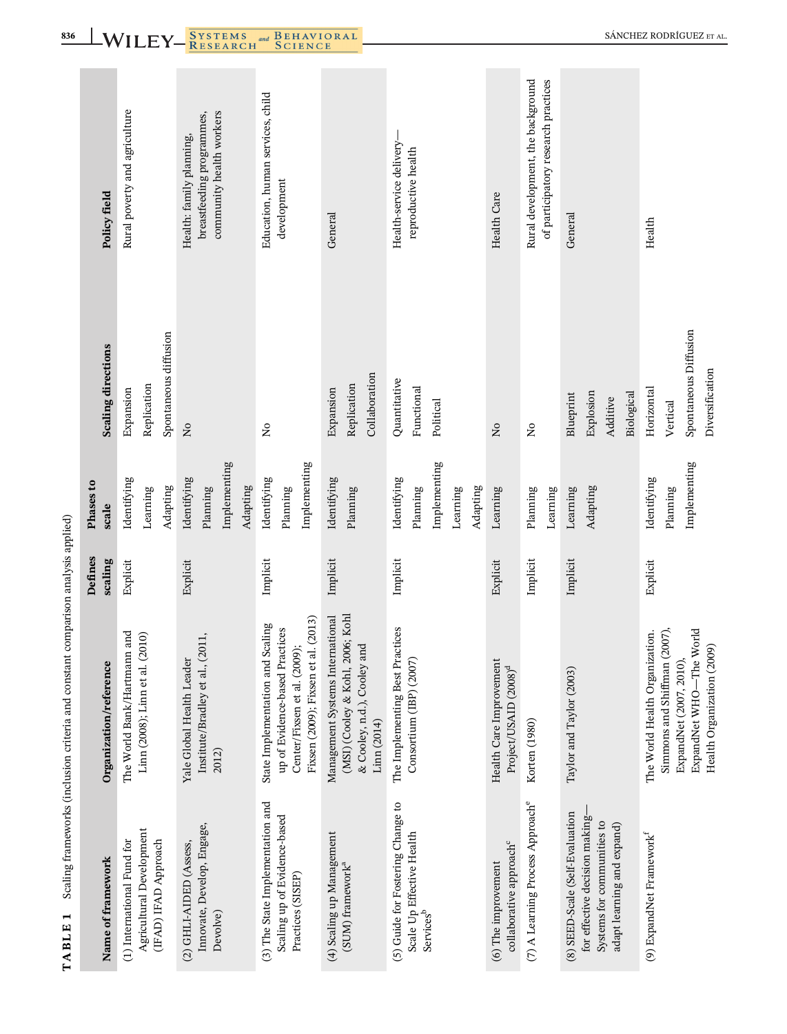**TABLE 1** Scaling frameworks (inclusion criteria and constant comparison analysis applied)

| Name of framework | Organization/reference | Defines scaling | Phases to scale | Scaling directions | Policy field |
|---|---|---|---|---|---|
| (1) International Fund for Agricultural Development (IFAD) IFAD Approach | The World Bank/Hartmann and Linn (2008); Linn et al. (2010) | Explicit | Identifying<br>Learning<br>Adapting | Expansion<br>Replication<br>Spontaneous diffusion | Rural poverty and agriculture |
| (2) GHLIAIDED (Assess, Innovate, Develop, Engage, Devolve) | Yale Global Health Leader Institute/Bradley et al., (2011, 2012) | Explicit | Identifying<br>Planning<br>Implementing<br>Adapting | No | Health: family planning, breastfeeding programmes, community health workers |
| (3) The State Implementation and Scaling up of Evidence-based Practices (SISEP) | State Implementation and Scaling up of Evidence-based Practices Center/Fixsen et al. (2009); Fixsen (2009); Fixsen et al. (2013) | Implicit | Identifying<br>Planning<br>Implementing | No | Education, human services, child development |
| (4) Scaling up Management (SUM) framework[a] | Management Systems International (MSI) (Cooley & Kohl, 2006; Kohl & Cooley, n.d.), Cooley and Linn (2014) | Implicit | Identifying<br>Planning | Expansion<br>Replication<br>Collaboration | General |
| (5) Guide for Fostering Change to Scale Up Effective Health Services[b] | The Implementing Best Practices Consortium (IBP) (2007) | Implicit | Identifying<br>Planning<br>Implementing<br>Learning<br>Adapting | Quantitative<br>Functional<br>Political | Health-service delivery—reproductive health |
| (6) The improvement collaborative approach[c] | Health Care Improvement Project/USAID (2008)[d] | Explicit | Learning | No | Health Care |
| (7) A Learning Process Approach[e] | Korten (1980) | Implicit | Planning<br>Learning | No | Rural development, the background of participatory research practices |
| (8) SEED-Scale (Self-Evaluation for effective decision making—Systems for communities to adapt learning and expand) | Taylor and Taylor (2003) | Implicit | Learning<br>Adapting | Blueprint<br>Explosion<br>Additive<br>Biological | General |
| (9) ExpandNet Framework[f] | The World Health Organization. Simmons and Shiffman (2007), ExpandNet (2007, 2010), ExpandNet WHO—The World Health Organization (2009) | Explicit | Identifying<br>Planning<br>Implementing | Horizontal<br>Vertical<br>Spontaneous Diffusion<br>Diversification | Health |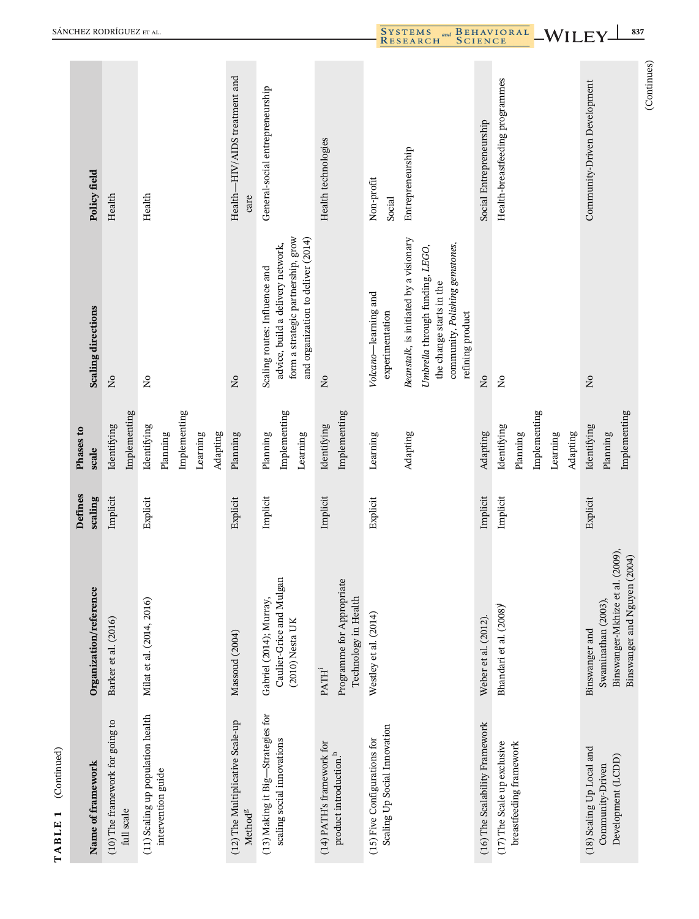**TABLE 1** (Continued)

| Name of framework | Organization/reference | Defines scaling | Phases to scale | Scaling directions | Policy field |
|---|---|---|---|---|---|
| (10) The framework for going to full scale | Barker et al. (2016) | Implicit | Identifying<br>Implementing | No | Health |
| (11) Scaling up population health intervention guide | Milat et al. (2014, 2016) | Explicit | Identifying<br>Planning<br>Implementing<br>Learning<br>Adapting | No | Health |
| (12) The Multiplicative Scale-up Method[g] | Massoud (2004) | Explicit | Planning | No | Health—HIV/AIDS treatment and care |
| (13) Making it Big—Strategies for scaling social innovations | Gabriel (2014); Murray, Caulier-Grice and Mulgan (2010) Nesta UK | Implicit | Planning<br>Implementing<br>Learning | Scaling routes: Influence and advice, build a delivery network, form a strategic partnership, grow and organization to deliver (2014) | General-social entrepreneurship |
| (14) PATH's framework for product introduction.[h] | PATH[i]<br>Programme for Appropriate Technology in Health | Implicit | Identifying<br>Implementing | No | Health technologies |
| (15) Five Configurations for Scaling Up Social Innovation | Westley et al. (2014) | Explicit | Learning<br><br>Adapting | *Volcano*—learning and experimentation<br><br>*Beanstalk*, is initiated by a visionary<br>*Umbrella* through funding, *LEGO*, the change starts in the community, *Polishing gemstones*, refining product | Non-profit<br>Social<br>Entrepreneurship |
| (16) The Scalability Framework | Weber et al. (2012). | Implicit | Adapting | No | Social Entrepreneurship |
| (17) The Scale up exclusive breastfeeding framework | Bhandari et al. (2008)[j] | Implicit | Identifying<br>Planning<br>Implementing<br>Learning<br>Adapting | No | Health-breastfeeding programmes |
| (18) Scaling Up Local and Community-Driven Development (LCDD) | Binswanger and Swaminathan (2003), Binswanger-Mkhize et al. (2009), Binswanger and Nguyen (2004) | Explicit | Identifying<br>Planning<br>Implementing | No | Community-Driven Development |

(Continues)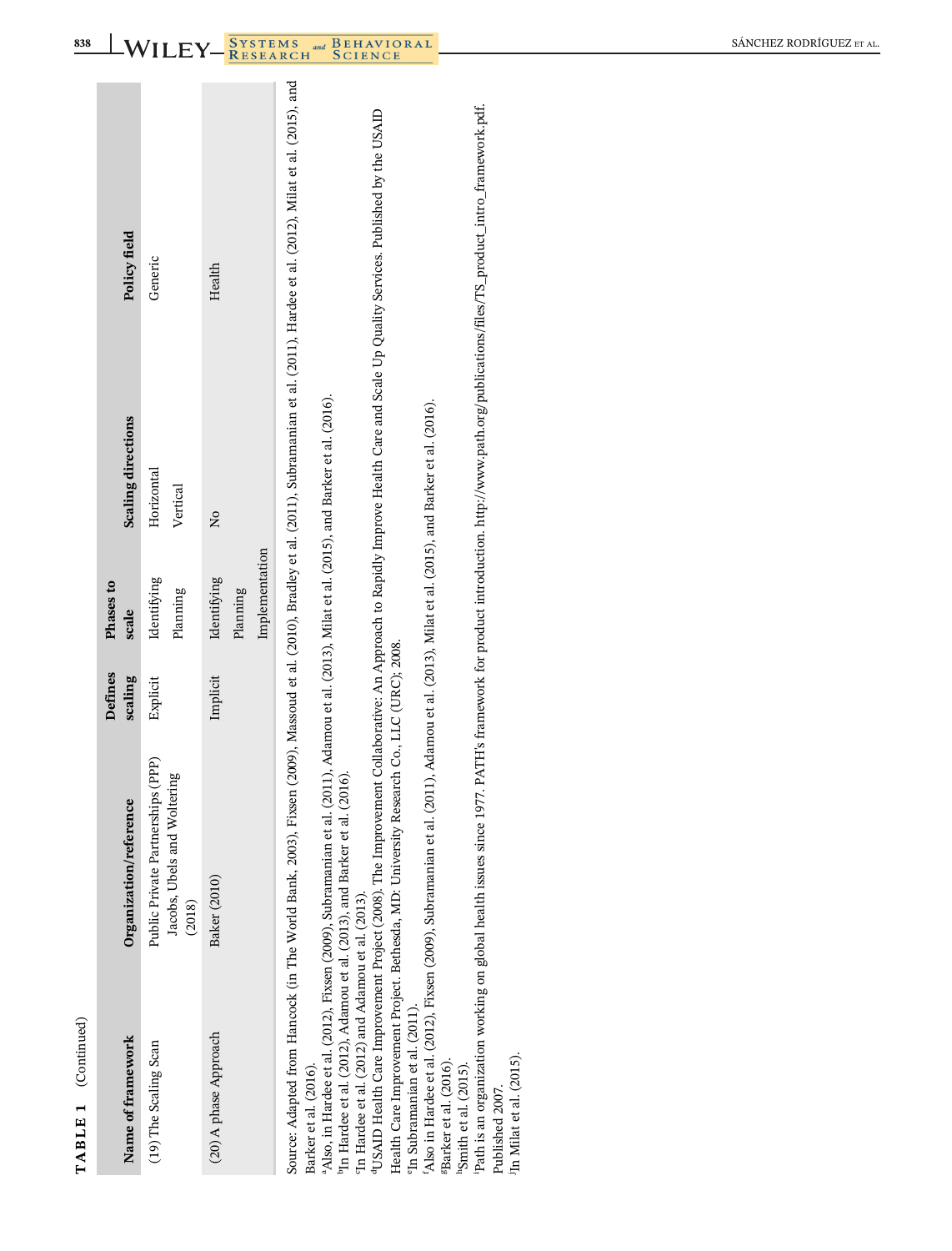**TABLE 1** (Continued)

| Name of framework | Organization/reference | Defines scaling | Phases to scale | Scaling directions | Policy field |
|---|---|---|---|---|---|
| (19) The Scaling Scan | Public Private Partnerships (PPP) Jacobs, Ubels and Woltering (2018) | Explicit | Identifying<br>Planning | Horizontal<br>Vertical | Generic |
| (20) A phase Approach | Baker (2010) | Implicit | Identifying<br>Planning<br>Implementation | No | Health |

Source: Adapted from Hancock (in The World Bank, 2003), Fixsen (2009), Massoud et al. (2010), Bradley et al. (2011), Subramanian et al. (2011), Hardee et al. (2012), Milat et al. (2012), Milat et al. (2015), and Barker et al. (2016).

[a]Also, in Hardee et al. (2012), Fixsen (2009), Subramanian et al. (2011), Adamou et al. (2013), Milat et al. (2015), and Barker et al. (2016).

[b]In Hardee et al. (2012), Adamou et al. (2013), and Barker et al. (2016).

[c]In Hardee et al. (2012) and Adamou et al. (2013).

[d]USAID Health Care Improvement Project (2008). The Improvement Collaborative: An Approach to Rapidly Improve Health Care and Scale Up Quality Services. Published by the USAID Health Care Improvement Project. Bethesda, MD: University Research Co., LLC (URC); 2008.

[e]In Subramanian et al. (2011).

[f]Also in Hardee et al. (2012), Fixsen (2009), Subramanian et al. (2011), Adamou et al. (2013), Milat et al. (2015), and Barker et al. (2016).

[g]Barker et al. (2016).

[h]Smith et al. (2015).

[i]Path is an organization working on global health issues since 1977. PATH's framework for product introduction. http://www.path.org/publications/files/TS_product_intro_framework.pdf. Published 2007.

[j]In Milat et al. (2015).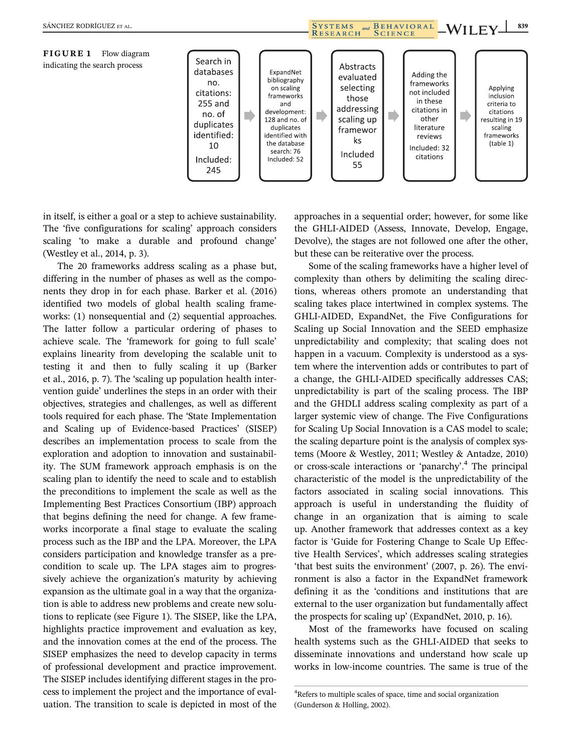**FIGURE 1** Flow diagram indicating the search process

Search in databases no. citations: 255 and no. of duplicates identified: 10

Included: 245

ExpandNet bibliography on scaling frameworks and development: 128 and no. of duplicates identified with the database search: 76 Included: 52

Abstracts evaluated selecting those addressing scaling up frameworks

Included 55

Adding the frameworks not included in these citations in other literature reviews

Included: 32 citations

Applying inclusion criteria to citations resulting in 19 scaling frameworks (table 1)

in itself, is either a goal or a step to achieve sustainability. The 'five configurations for scaling' approach considers scaling 'to make a durable and profound change' (Westley et al., 2014, p. 3).

The 20 frameworks address scaling as a phase but, differing in the number of phases as well as the components they drop in for each phase. Barker et al. (2016) identified two models of global health scaling frameworks: (1) nonsequential and (2) sequential approaches. The latter follow a particular ordering of phases to achieve scale. The 'framework for going to full scale' explains linearity from developing the scalable unit to testing it and then to fully scaling it up (Barker et al., 2016, p. 7). The 'scaling up population health intervention guide' underlines the steps in an order with their objectives, strategies and challenges, as well as different tools required for each phase. The 'State Implementation and Scaling up of Evidence-based Practices' (SISEP) describes an implementation process to scale from the exploration and adoption to innovation and sustainability. The SUM framework approach emphasis is on the scaling plan to identify the need to scale and to establish the preconditions to implement the scale as well as the Implementing Best Practices Consortium (IBP) approach that begins defining the need for change. A few frameworks incorporate a final stage to evaluate the scaling process such as the IBP and the LPA. Moreover, the LPA considers participation and knowledge transfer as a precondition to scale up. The LPA stages aim to progressively achieve the organization's maturity by achieving expansion as the ultimate goal in a way that the organization is able to address new problems and create new solutions to replicate (see Figure 1). The SISEP, like the LPA, highlights practice improvement and evaluation as key, and the innovation comes at the end of the process. The SISEP emphasizes the need to develop capacity in terms of professional development and practice improvement. The SISEP includes identifying different stages in the process to implement the project and the importance of evaluation. The transition to scale is depicted in most of the approaches in a sequential order; however, for some like the GHLI-AIDED (Assess, Innovate, Develop, Engage, Devolve), the stages are not followed one after the other, but these can be reiterative over the process.

Some of the scaling frameworks have a higher level of complexity than others by delimiting the scaling directions, whereas others promote an understanding that scaling takes place intertwined in complex systems. The GHLI-AIDED, ExpandNet, the Five Configurations for Scaling up Social Innovation and the SEED emphasize unpredictability and complexity; that scaling does not happen in a vacuum. Complexity is understood as a system where the intervention adds or contributes to part of a change, the GHLI-AIDED specifically addresses CAS; unpredictability is part of the scaling process. The IBP and the GHDLI address scaling complexity as part of a larger systemic view of change. The Five Configurations for Scaling Up Social Innovation is a CAS model to scale; the scaling departure point is the analysis of complex systems (Moore & Westley, 2011; Westley & Antadze, 2010) or cross-scale interactions or 'panarchy'.[4] The principal characteristic of the model is the unpredictability of the factors associated in scaling social innovations. This approach is useful in understanding the fluidity of change in an organization that is aiming to scale up. Another framework that addresses context as a key factor is 'Guide for Fostering Change to Scale Up Effective Health Services', which addresses scaling strategies 'that best suits the environment' (2007, p. 26). The environment is also a factor in the ExpandNet framework defining it as the 'conditions and institutions that are external to the user organization but fundamentally affect the prospects for scaling up' (ExpandNet, 2010, p. 16).

Most of the frameworks have focused on scaling health systems such as the GHLI-AIDED that seeks to disseminate innovations and understand how scale up works in low-income countries. The same is true of the

[4] Refers to multiple scales of space, time and social organization (Gunderson & Holling, 2002).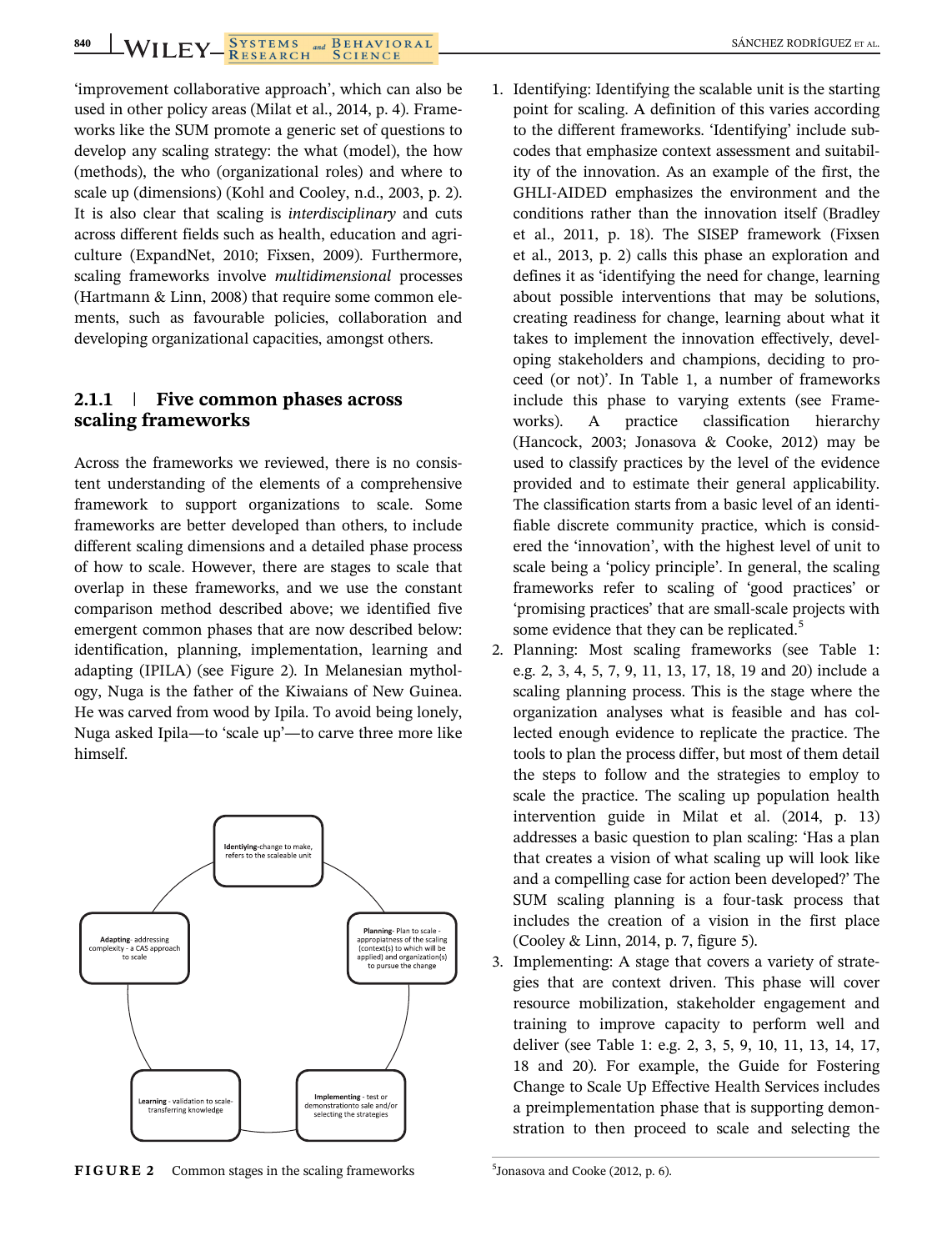'improvement collaborative approach', which can also be used in other policy areas (Milat et al., 2014, p. 4). Frameworks like the SUM promote a generic set of questions to develop any scaling strategy: the what (model), the how (methods), the who (organizational roles) and where to scale up (dimensions) (Kohl and Cooley, n.d., 2003, p. 2). It is also clear that scaling is *interdisciplinary* and cuts across different fields such as health, education and agriculture (ExpandNet, 2010; Fixsen, 2009). Furthermore, scaling frameworks involve *multidimensional* processes (Hartmann & Linn, 2008) that require some common elements, such as favourable policies, collaboration and developing organizational capacities, amongst others.

### 2.1.1 | Five common phases across scaling frameworks

Across the frameworks we reviewed, there is no consistent understanding of the elements of a comprehensive framework to support organizations to scale. Some frameworks are better developed than others, to include different scaling dimensions and a detailed phase process of how to scale. However, there are stages to scale that overlap in these frameworks, and we use the constant comparison method described above; we identified five emergent common phases that are now described below: identification, planning, implementation, learning and adapting (IPILA) (see Figure 2). In Melanesian mythology, Nuga is the father of the Kiwaians of New Guinea. He was carved from wood by Ipila. To avoid being lonely, Nuga asked Ipila—to 'scale up'—to carve three more like himself.

**Identiying**-change to make, refers to the scaleable unit

**Planning**- Plan to scale - appropiatness of the scaling (context(s) to which will be applied) and organization(s) to pursue the change

**Implementing** - test or demonstrationto sale and/or selecting the strategies

**Learning** - validation to scale- transferring knowledge

**Adapting**- addressing complexity - a CAS approach to scale

**FIGURE 2** Common stages in the scaling frameworks

1. Identifying: Identifying the scalable unit is the starting point for scaling. A definition of this varies according to the different frameworks. 'Identifying' include subcodes that emphasize context assessment and suitability of the innovation. As an example of the first, the GHLI-AIDED emphasizes the environment and the conditions rather than the innovation itself (Bradley et al., 2011, p. 18). The SISEP framework (Fixsen et al., 2013, p. 2) calls this phase an exploration and defines it as 'identifying the need for change, learning about possible interventions that may be solutions, creating readiness for change, learning about what it takes to implement the innovation effectively, developing stakeholders and champions, deciding to proceed (or not)'. In Table 1, a number of frameworks include this phase to varying extents (see Frameworks). A practice classification hierarchy (Hancock, 2003; Jonasova & Cooke, 2012) may be used to classify practices by the level of the evidence provided and to estimate their general applicability. The classification starts from a basic level of an identifiable discrete community practice, which is considered the 'innovation', with the highest level of unit to scale being a 'policy principle'. In general, the scaling frameworks refer to scaling of 'good practices' or 'promising practices' that are small-scale projects with some evidence that they can be replicated.[5]
2. Planning: Most scaling frameworks (see Table 1: e.g. 2, 3, 4, 5, 7, 9, 11, 13, 17, 18, 19 and 20) include a scaling planning process. This is the stage where the organization analyses what is feasible and has collected enough evidence to replicate the practice. The tools to plan the process differ, but most of them detail the steps to follow and the strategies to employ to scale the practice. The scaling up population health intervention guide in Milat et al. (2014, p. 13) addresses a basic question to plan scaling: 'Has a plan that creates a vision of what scaling up will look like and a compelling case for action been developed?' The SUM scaling planning is a four-task process that includes the creation of a vision in the first place (Cooley & Linn, 2014, p. 7, figure 5).
3. Implementing: A stage that covers a variety of strategies that are context driven. This phase will cover resource mobilization, stakeholder engagement and training to improve capacity to perform well and deliver (see Table 1: e.g. 2, 3, 5, 9, 10, 11, 13, 14, 17, 18 and 20). For example, the Guide for Fostering Change to Scale Up Effective Health Services includes a preimplementation phase that is supporting demonstration to then proceed to scale and selecting the

[5] Jonasova and Cooke (2012, p. 6).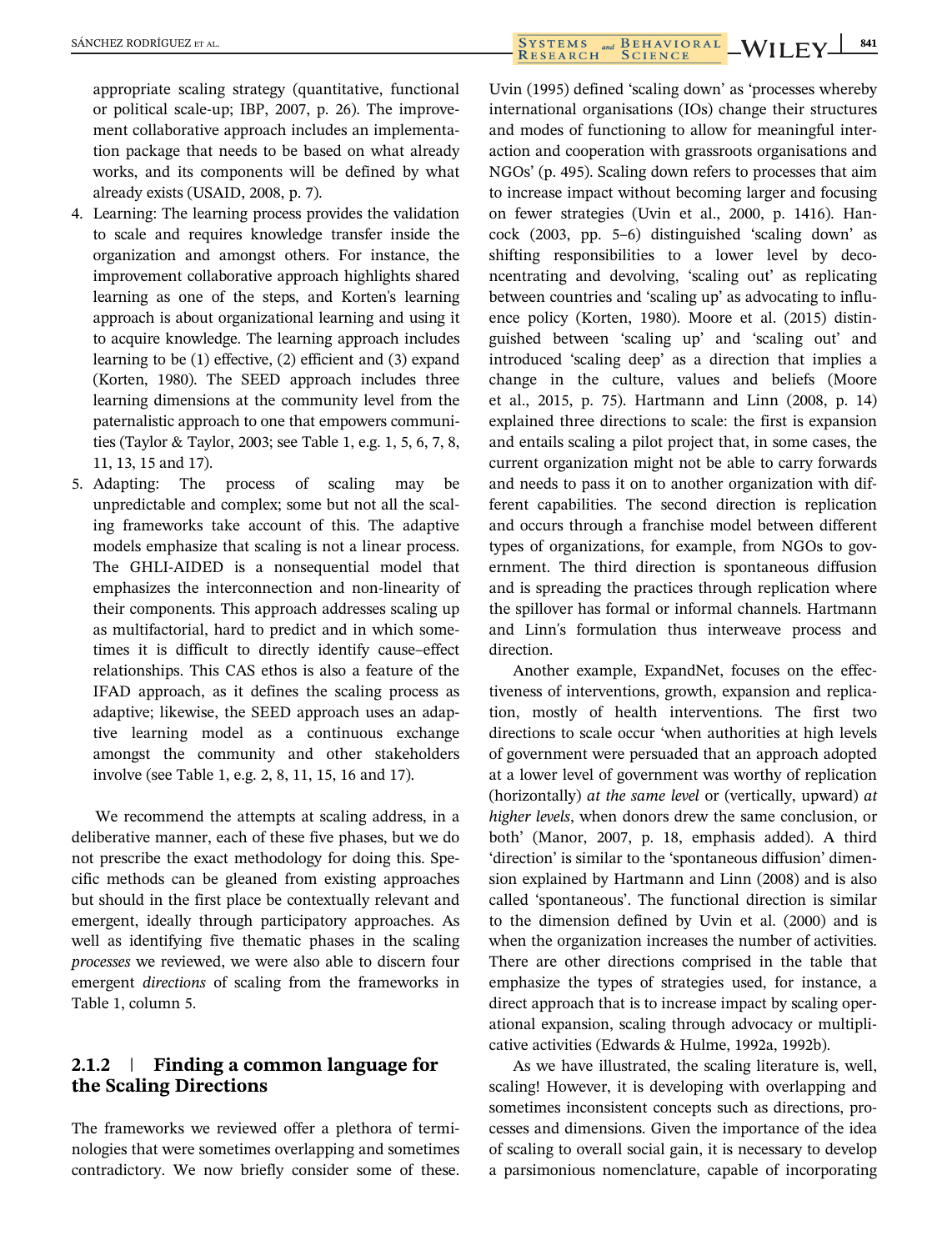appropriate scaling strategy (quantitative, functional or political scale-up; IBP, 2007, p. 26). The improvement collaborative approach includes an implementation package that needs to be based on what already works, and its components will be defined by what already exists (USAID, 2008, p. 7).

4. Learning: The learning process provides the validation to scale and requires knowledge transfer inside the organization and amongst others. For instance, the improvement collaborative approach highlights shared learning as one of the steps, and Korten's learning approach is about organizational learning and using it to acquire knowledge. The learning approach includes learning to be (1) effective, (2) efficient and (3) expand (Korten, 1980). The SEED approach includes three learning dimensions at the community level from the paternalistic approach to one that empowers communities (Taylor & Taylor, 2003; see Table 1, e.g. 1, 5, 6, 7, 8, 11, 13, 15 and 17).
5. Adapting: The process of scaling may be unpredictable and complex; some but not all the scaling frameworks take account of this. The adaptive models emphasize that scaling is not a linear process. The GHLI-AIDED is a nonsequential model that emphasizes the interconnection and non-linearity of their components. This approach addresses scaling up as multifactorial, hard to predict and in which sometimes it is difficult to directly identify cause–effect relationships. This CAS ethos is also a feature of the IFAD approach, as it defines the scaling process as adaptive; likewise, the SEED approach uses an adaptive learning model as a continuous exchange amongst the community and other stakeholders involve (see Table 1, e.g. 2, 8, 11, 15, 16 and 17).

We recommend the attempts at scaling address, in a deliberative manner, each of these five phases, but we do not prescribe the exact methodology for doing this. Specific methods can be gleaned from existing approaches but should in the first place be contextually relevant and emergent, ideally through participatory approaches. As well as identifying five thematic phases in the scaling *processes* we reviewed, we were also able to discern four emergent *directions* of scaling from the frameworks in Table 1, column 5.

### 2.1.2 | Finding a common language for the Scaling Directions

The frameworks we reviewed offer a plethora of terminologies that were sometimes overlapping and sometimes contradictory. We now briefly consider some of these. Uvin (1995) defined 'scaling down' as 'processes whereby international organisations (IOs) change their structures and modes of functioning to allow for meaningful interaction and cooperation with grassroots organisations and NGOs' (p. 495). Scaling down refers to processes that aim to increase impact without becoming larger and focusing on fewer strategies (Uvin et al., 2000, p. 1416). Hancock (2003, pp. 5–6) distinguished 'scaling down' as shifting responsibilities to a lower level by deconcentrating and devolving, 'scaling out' as replicating between countries and 'scaling up' as advocating to influence policy (Korten, 1980). Moore et al. (2015) distinguished between 'scaling up' and 'scaling out' and introduced 'scaling deep' as a direction that implies a change in the culture, values and beliefs (Moore et al., 2015, p. 75). Hartmann and Linn (2008, p. 14) explained three directions to scale: the first is expansion and entails scaling a pilot project that, in some cases, the current organization might not be able to carry forwards and needs to pass it on to another organization with different capabilities. The second direction is replication and occurs through a franchise model between different types of organizations, for example, from NGOs to government. The third direction is spontaneous diffusion and is spreading the practices through replication where the spillover has formal or informal channels. Hartmann and Linn's formulation thus interweave process and direction.

Another example, ExpandNet, focuses on the effectiveness of interventions, growth, expansion and replication, mostly of health interventions. The first two directions to scale occur 'when authorities at high levels of government were persuaded that an approach adopted at a lower level of government was worthy of replication (horizontally) *at the same level* or (vertically, upward) *at higher levels*, when donors drew the same conclusion, or both' (Manor, 2007, p. 18, emphasis added). A third 'direction' is similar to the 'spontaneous diffusion' dimension explained by Hartmann and Linn (2008) and is also called 'spontaneous'. The functional direction is similar to the dimension defined by Uvin et al. (2000) and is when the organization increases the number of activities. There are other directions comprised in the table that emphasize the types of strategies used, for instance, a direct approach that is to increase impact by scaling operational expansion, scaling through advocacy or multiplicative activities (Edwards & Hulme, 1992a, 1992b).

As we have illustrated, the scaling literature is, well, scaling! However, it is developing with overlapping and sometimes inconsistent concepts such as directions, processes and dimensions. Given the importance of the idea of scaling to overall social gain, it is necessary to develop a parsimonious nomenclature, capable of incorporating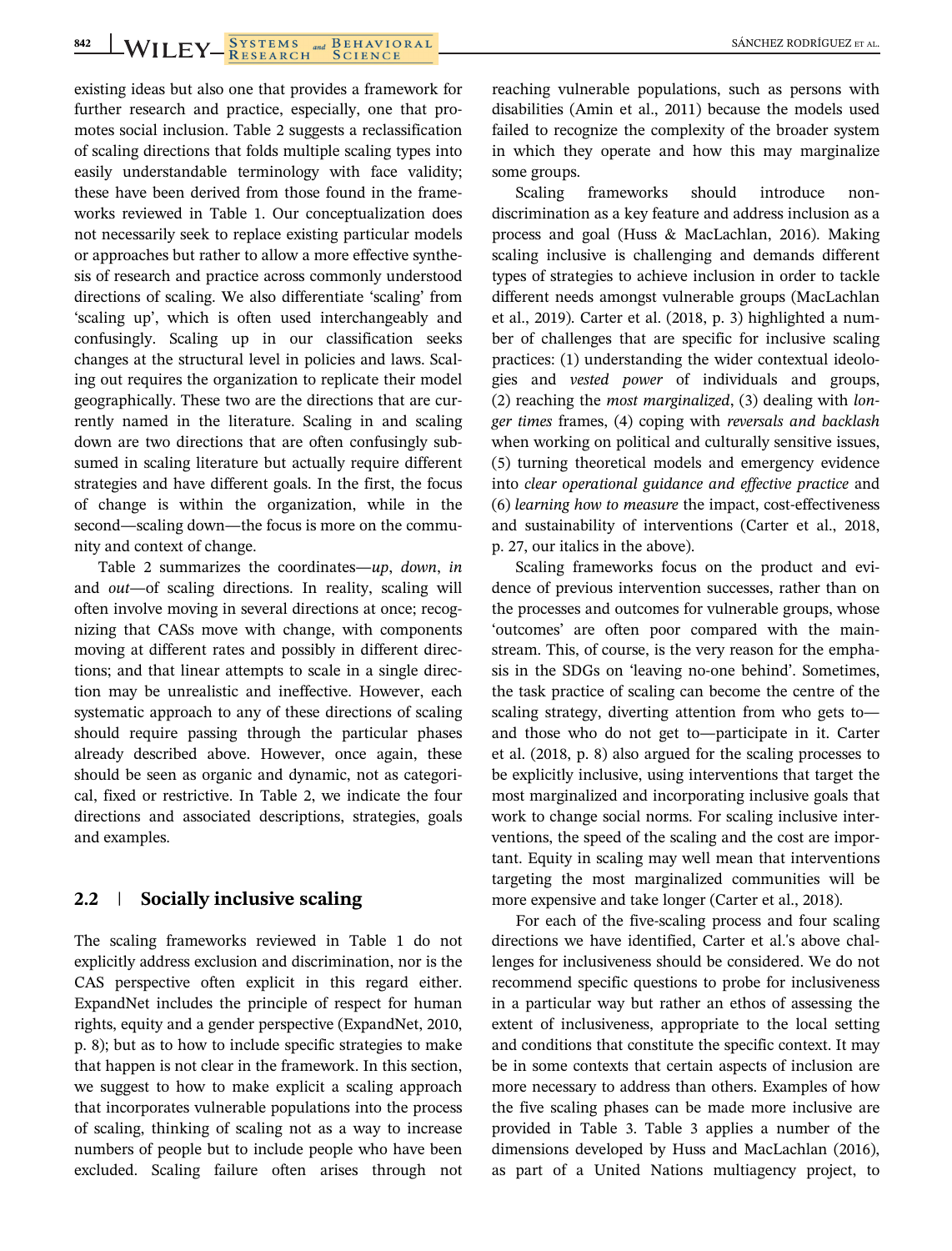existing ideas but also one that provides a framework for further research and practice, especially, one that promotes social inclusion. Table 2 suggests a reclassification of scaling directions that folds multiple scaling types into easily understandable terminology with face validity; these have been derived from those found in the frameworks reviewed in Table 1. Our conceptualization does not necessarily seek to replace existing particular models or approaches but rather to allow a more effective synthesis of research and practice across commonly understood directions of scaling. We also differentiate 'scaling' from 'scaling up', which is often used interchangeably and confusingly. Scaling up in our classification seeks changes at the structural level in policies and laws. Scaling out requires the organization to replicate their model geographically. These two are the directions that are currently named in the literature. Scaling in and scaling down are two directions that are often confusingly subsumed in scaling literature but actually require different strategies and have different goals. In the first, the focus of change is within the organization, while in the second—scaling down—the focus is more on the community and context of change.

Table 2 summarizes the coordinates—*up*, *down*, *in* and *out*—of scaling directions. In reality, scaling will often involve moving in several directions at once; recognizing that CASs move with change, with components moving at different rates and possibly in different directions; and that linear attempts to scale in a single direction may be unrealistic and ineffective. However, each systematic approach to any of these directions of scaling should require passing through the particular phases already described above. However, once again, these should be seen as organic and dynamic, not as categorical, fixed or restrictive. In Table 2, we indicate the four directions and associated descriptions, strategies, goals and examples.

## 2.2 | Socially inclusive scaling

The scaling frameworks reviewed in Table 1 do not explicitly address exclusion and discrimination, nor is the CAS perspective often explicit in this regard either. ExpandNet includes the principle of respect for human rights, equity and a gender perspective (ExpandNet, 2010, p. 8); but as to how to include specific strategies to make that happen is not clear in the framework. In this section, we suggest to how to make explicit a scaling approach that incorporates vulnerable populations into the process of scaling, thinking of scaling not as a way to increase numbers of people but to include people who have been excluded. Scaling failure often arises through not reaching vulnerable populations, such as persons with disabilities (Amin et al., 2011) because the models used failed to recognize the complexity of the broader system in which they operate and how this may marginalize some groups.

Scaling frameworks should introduce non-discrimination as a key feature and address inclusion as a process and goal (Huss & MacLachlan, 2016). Making scaling inclusive is challenging and demands different types of strategies to achieve inclusion in order to tackle different needs amongst vulnerable groups (MacLachlan et al., 2019). Carter et al. (2018, p. 3) highlighted a number of challenges that are specific for inclusive scaling practices: (1) understanding the wider contextual ideologies and *vested power* of individuals and groups, (2) reaching the *most marginalized*, (3) dealing with *longer times* frames, (4) coping with *reversals and backlash* when working on political and culturally sensitive issues, (5) turning theoretical models and emergency evidence into *clear operational guidance and effective practice* and (6) *learning how to measure* the impact, cost-effectiveness and sustainability of interventions (Carter et al., 2018, p. 27, our italics in the above).

Scaling frameworks focus on the product and evidence of previous intervention successes, rather than on the processes and outcomes for vulnerable groups, whose 'outcomes' are often poor compared with the mainstream. This, of course, is the very reason for the emphasis in the SDGs on 'leaving no-one behind'. Sometimes, the task practice of scaling can become the centre of the scaling strategy, diverting attention from who gets to—and those who do not get to—participate in it. Carter et al. (2018, p. 8) also argued for the scaling processes to be explicitly inclusive, using interventions that target the most marginalized and incorporating inclusive goals that work to change social norms. For scaling inclusive interventions, the speed of the scaling and the cost are important. Equity in scaling may well mean that interventions targeting the most marginalized communities will be more expensive and take longer (Carter et al., 2018).

For each of the five-scaling process and four scaling directions we have identified, Carter et al.'s above challenges for inclusiveness should be considered. We do not recommend specific questions to probe for inclusiveness in a particular way but rather an ethos of assessing the extent of inclusiveness, appropriate to the local setting and conditions that constitute the specific context. It may be in some contexts that certain aspects of inclusion are more necessary to address than others. Examples of how the five scaling phases can be made more inclusive are provided in Table 3. Table 3 applies a number of the dimensions developed by Huss and MacLachlan (2016), as part of a United Nations multiagency project, to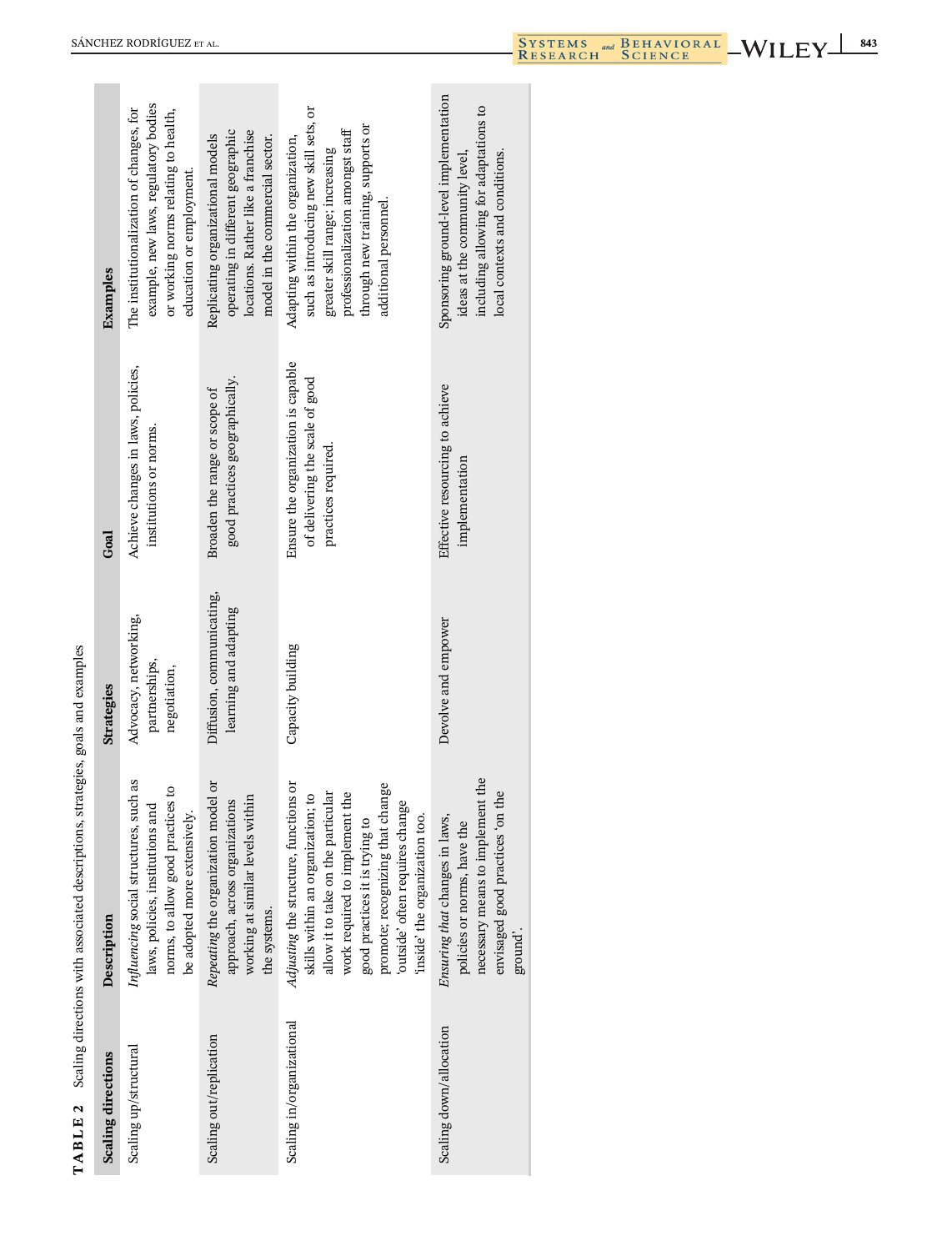**TABLE 2** Scaling directions with associated descriptions, strategies, goals and examples

| Scaling directions | Description | Strategies | Goal | Examples |
| --- | --- | --- | --- | --- |
| Scaling up/structural | *Influencing* social structures, such as laws, policies, institutions and norms, to allow good practices to be adopted more extensively. | Advocacy, networking, partnerships, negotiation, | Achieve changes in laws, policies, institutions or norms. | The institutionalization of changes, for example, new laws, regulatory bodies or working norms relating to health, education or employment. |
| Scaling out/replication | *Repeating* the organization model or approach, across organizations working at similar levels within the systems. | Diffusion, communicating, learning and adapting | Broaden the range or scope of good practices geographically. | Replicating organizational models operating in different geographic locations. Rather like a franchise model in the commercial sector. |
| Scaling in/organizational | *Adjusting* the structure, functions or skills within an organization; to allow it to take on the particular work required to implement the good practices it is trying to promote; recognizing that change 'outside' often requires change 'inside' the organization too. | Capacity building | Ensure the organization is capable of delivering the scale of good practices required. | Adapting within the organization, such as introducing new skill sets, or greater skill range; increasing professionalization amongst staff through new training, supports or additional personnel. |
| Scaling down/allocation | *Ensuring that* changes in laws, policies or norms, have the necessary means to implement the envisaged good practices 'on the ground'. | Devolve and empower | Effective resourcing to achieve implementation | Sponsoring ground-level implementation ideas at the community level, including allowing for adaptations to local contexts and conditions. |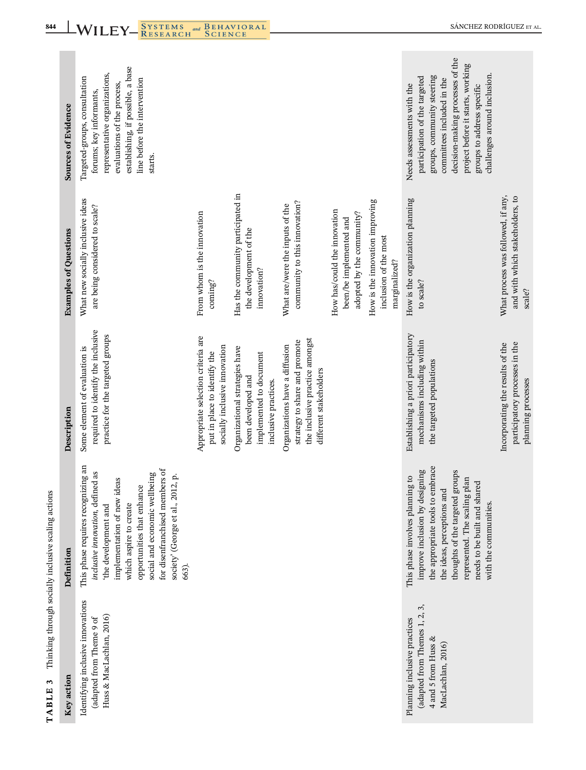**TABLE 3** Thinking through socially inclusive scaling actions

| Key action | Definition | Description | Examples of Questions | Sources of Evidence |
|---|---|---|---|---|
| Identifying inclusive innovations (adapted from Theme 9 of Huss & MacLachlan, 2016) | This phase requires recognizing an *inclusive innovation*, defined as 'the development and implementation of new ideas which aspire to create opportunities that enhance social and economic wellbeing for disenfranchised members of society' (George et al., 2012, p. 663). | Some element of evaluation is required to identify the inclusive practice for the targeted groups | What new socially inclusive ideas are being considered to scale? | Targeted-groups, consultation forums; key informants, representative organizations, evaluations of the process, establishing, if possible, a base line before the intervention starts. |
| | | Appropriate selection criteria are put in place to identify the socially inclusive innovation | From whom is the innovation coming? | |
| | | Organizational strategies have been developed and implemented to document inclusive practices. | Has the community participated in the development of the innovation? | |
| | | Organizations have a diffusion strategy to share and promote the inclusive practice amongst different stakeholders | What are/were the inputs of the community to this innovation? | |
| | | | How has/could the innovation been/be implemented and adopted by the community? | |
| | | | How is the innovation improving inclusion of the most marginalized? | |
| Planning inclusive practices (adapted from Themes 1, 2, 3, 4 and 5 from Huss & MacLachlan, 2016) | This phase involves planning to improve inclusion by designing the appropriate tools to embrace the ideas, perceptions and thoughts of the targeted groups represented. The scaling plan needs to be built and shared with the communities. | Establishing a priori participatory mechanisms including within the targeted populations | How is the organization planning to scale? | Needs assessments with the participation of the targeted groups, community steering committees included in the decision-making processes of the project before it starts, working groups to address specific challenges around inclusion. |
| | | Incorporating the results of the participatory processes in the planning processes | What process was followed, if any, and with which stakeholders, to scale? | |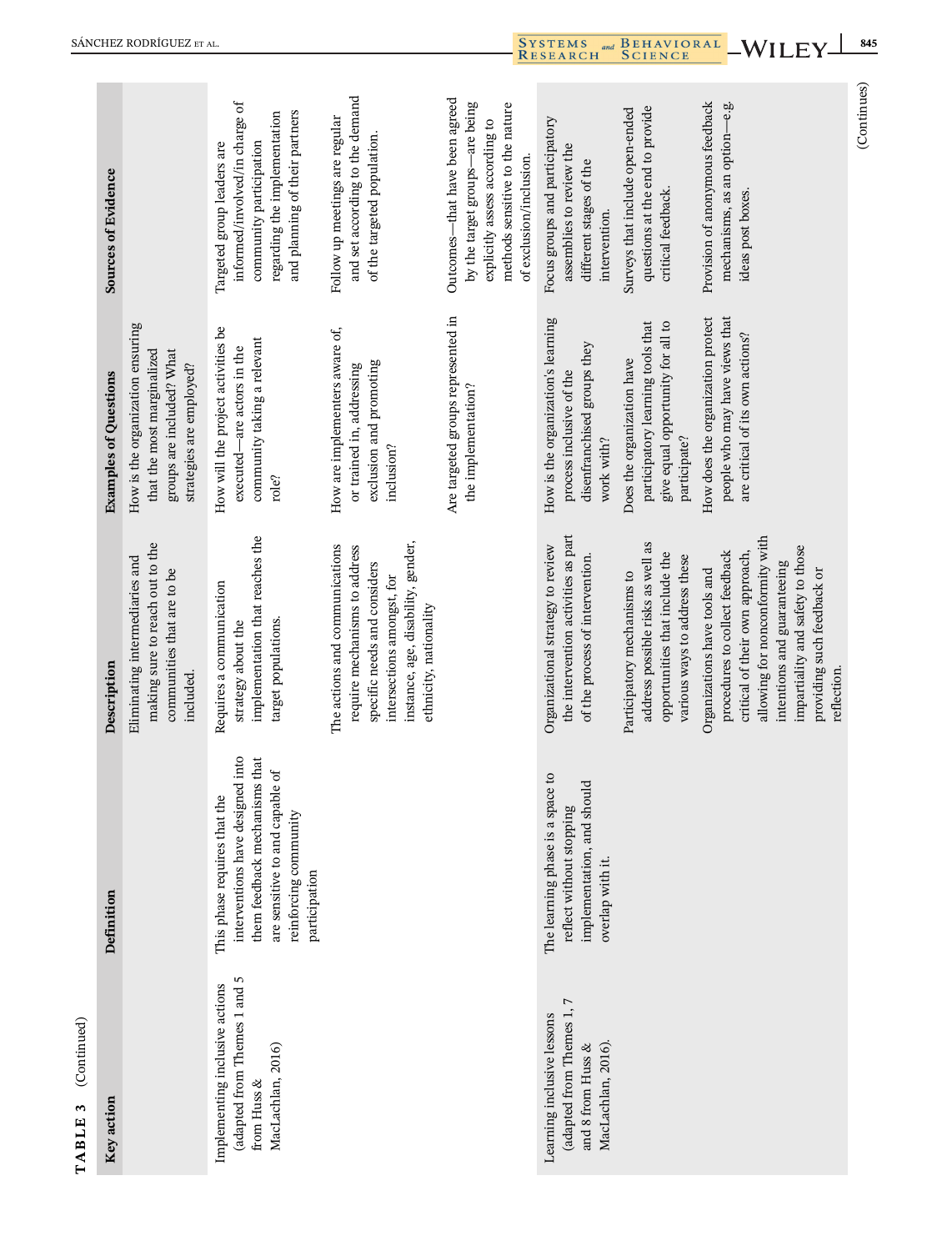**TABLE 3** (Continued)

| Key action | Definition | Description | Examples of Questions | Sources of Evidence |
|---|---|---|---|---|
| | | Eliminating intermediaries and making sure to reach out to the communities that are to be included. | How is the organization ensuring that the most marginalized groups are included? What strategies are employed? | |
| Implementing inclusive actions (adapted from Themes 1 and 5 from Huss & MacLachlan, 2016) | This phase requires that the interventions have designed into them feedback mechanisms that are sensitive to and capable of reinforcing community participation | Requires a communication strategy about the implementation that reaches the target populations. | How will the project activities be executed—are actors in the community taking a relevant role? | Targeted group leaders are informed/involved/in charge of community participation regarding the implementation and planning of their partners |
| | | The actions and communications require mechanisms to address specific needs and considers intersections amongst, for instance, age, disability, gender, ethnicity, nationality | How are implementers aware of, or trained in, addressing exclusion and promoting inclusion? | Follow up meetings are regular and set according to the demand of the targeted population. |
| | | | Are targeted groups represented in the implementation? | Outcomes—that have been agreed by the target groups—are being explicitly assess according to methods sensitive to the nature of exclusion/inclusion. |
| Learning inclusive lessons (adapted from Themes 1, 7 and 8 from Huss & MacLachlan, 2016). | The learning phase is a space to reflect without stopping implementation, and should overlap with it. | Organizational strategy to review the intervention activities as part of the process of intervention. | How is the organization's learning process inclusive of the disenfranchised groups they work with? | Focus groups and participatory assemblies to review the different stages of the intervention. |
| | | Participatory mechanisms to address possible risks as well as opportunities that include the various ways to address these | Does the organization have participatory learning tools that give equal opportunity for all to participate? | Surveys that include open-ended questions at the end to provide critical feedback. |
| | | Organizations have tools and procedures to collect feedback critical of their own approach, allowing for nonconformity with intentions and guaranteeing impartiality and safety to those providing such feedback or reflection. | How does the organization protect people who may have views that are critical of its own actions? | Provision of anonymous feedback mechanisms, as an option—e.g. ideas post boxes. |

(Continues)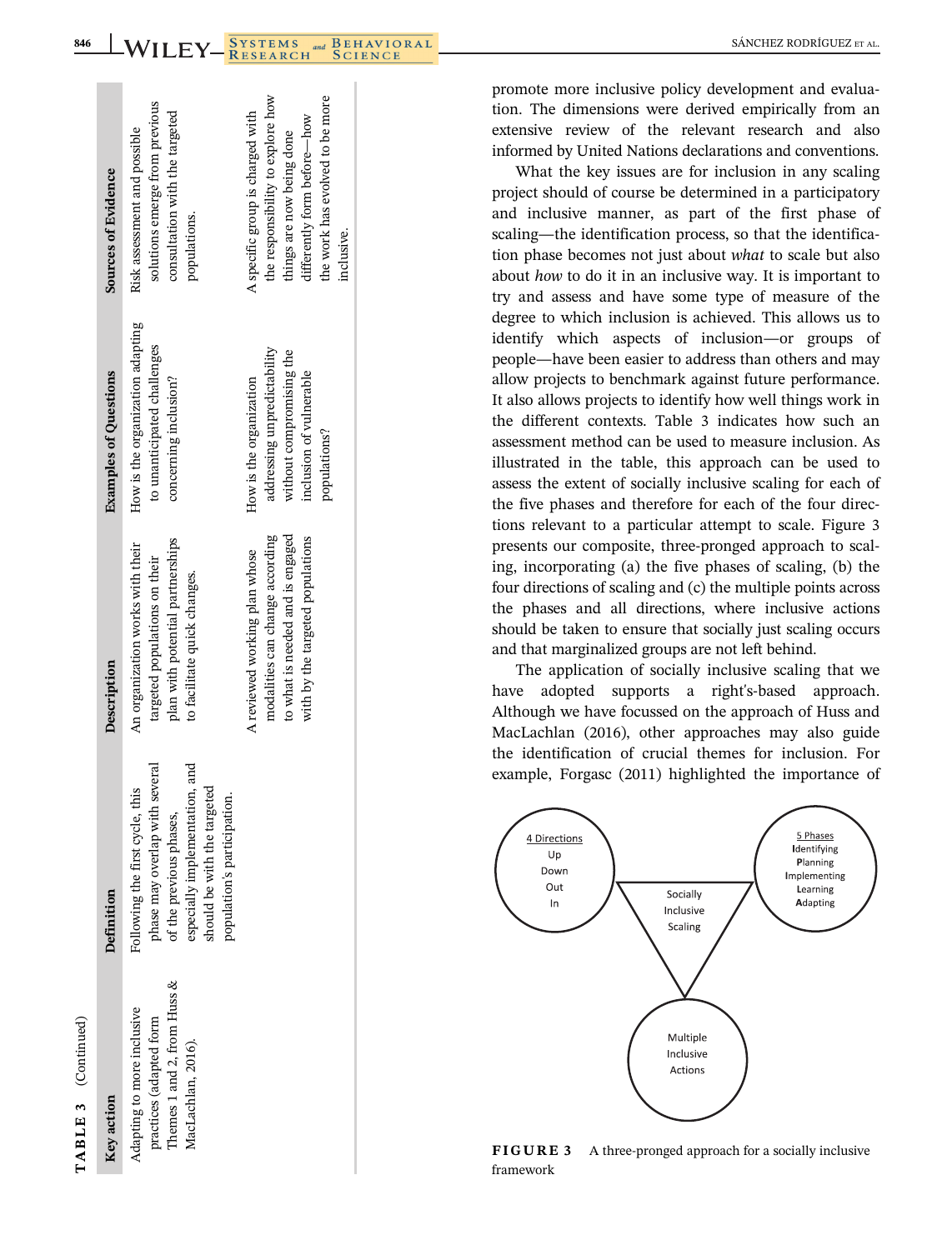**TABLE 3** (Continued)

| Key action | Definition | Description | Examples of Questions | Sources of Evidence |
| --- | --- | --- | --- | --- |
| Adapting to more inclusive practices (adapted form Themes 1 and 2, from Huss & MacLachlan, 2016). | Following the first cycle, this phase may overlap with several of the previous phases, especially implementation, and should be with the targeted population's participation. | An organization works with their targeted populations on their plan with potential partnerships to facilitate quick changes. | How is the organization adapting to unanticipated challenges concerning inclusion? | Risk assessment and possible solutions emerge from previous consultation with the targeted populations. |
| | | A reviewed working plan whose modalities can change according to what is needed and is engaged with by the targeted populations | How is the organization addressing unpredictability without compromising the inclusion of vulnerable populations? | A specific group is charged with the responsibility to explore how things are now being done differently form before—how the work has evolved to be more inclusive. |

promote more inclusive policy development and evaluation. The dimensions were derived empirically from an extensive review of the relevant research and also informed by United Nations declarations and conventions.

What the key issues are for inclusion in any scaling project should of course be determined in a participatory and inclusive manner, as part of the first phase of scaling—the identification process, so that the identification phase becomes not just about *what* to scale but also about *how* to do it in an inclusive way. It is important to try and assess and have some type of measure of the degree to which inclusion is achieved. This allows us to identify which aspects of inclusion—or groups of people—have been easier to address than others and may allow projects to benchmark against future performance. It also allows projects to identify how well things work in the different contexts. Table 3 indicates how such an assessment method can be used to measure inclusion. As illustrated in the table, this approach can be used to assess the extent of socially inclusive scaling for each of the five phases and therefore for each of the four directions relevant to a particular attempt to scale. Figure 3 presents our composite, three-pronged approach to scaling, incorporating (a) the five phases of scaling, (b) the four directions of scaling and (c) the multiple points across the phases and all directions, where inclusive actions should be taken to ensure that socially just scaling occurs and that marginalized groups are not left behind.

The application of socially inclusive scaling that we have adopted supports a right's-based approach. Although we have focussed on the approach of Huss and MacLachlan (2016), other approaches may also guide the identification of crucial themes for inclusion. For example, Forgasc (2011) highlighted the importance of

4 Directions: Up, Down, Out, In — Socially Inclusive Scaling — 5 Phases: Identifying, Planning, Implementing, Learning, Adapting — Multiple Inclusive Actions

**FIGURE 3** A three-pronged approach for a socially inclusive framework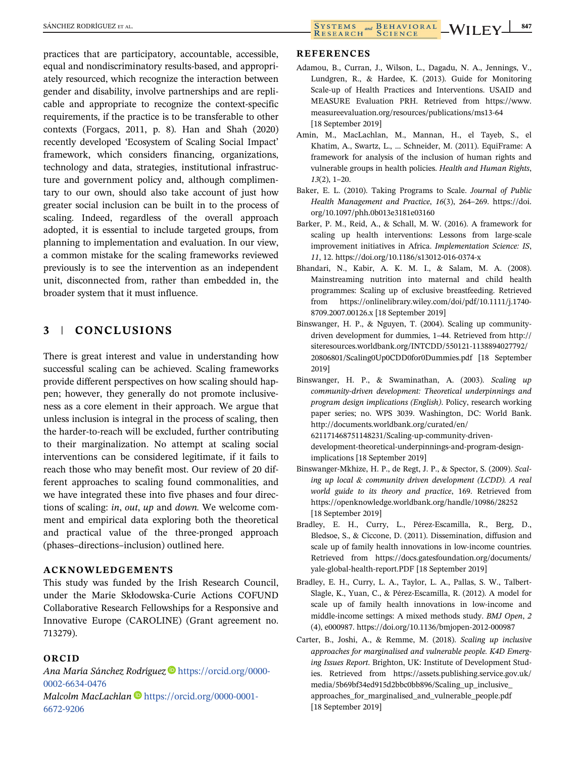practices that are participatory, accountable, accessible, equal and nondiscriminatory results-based, and appropriately resourced, which recognize the interaction between gender and disability, involve partnerships and are replicable and appropriate to recognize the context-specific requirements, if the practice is to be transferable to other contexts (Forgacs, 2011, p. 8). Han and Shah (2020) recently developed 'Ecosystem of Scaling Social Impact' framework, which considers financing, organizations, technology and data, strategies, institutional infrastructure and government policy and, although complimentary to our own, should also take account of just how greater social inclusion can be built in to the process of scaling. Indeed, regardless of the overall approach adopted, it is essential to include targeted groups, from planning to implementation and evaluation. In our view, a common mistake for the scaling frameworks reviewed previously is to see the intervention as an independent unit, disconnected from, rather than embedded in, the broader system that it must influence.

## 3 | CONCLUSIONS

There is great interest and value in understanding how successful scaling can be achieved. Scaling frameworks provide different perspectives on how scaling should happen; however, they generally do not promote inclusiveness as a core element in their approach. We argue that unless inclusion is integral in the process of scaling, then the harder-to-reach will be excluded, further contributing to their marginalization. No attempt at scaling social interventions can be considered legitimate, if it fails to reach those who may benefit most. Our review of 20 different approaches to scaling found commonalities, and we have integrated these into five phases and four directions of scaling: *in*, *out*, *up* and *down*. We welcome comment and empirical data exploring both the theoretical and practical value of the three-pronged approach (phases–directions–inclusion) outlined here.

## ACKNOWLEDGEMENTS

This study was funded by the Irish Research Council, under the Marie Skłodowska-Curie Actions COFUND Collaborative Research Fellowships for a Responsive and Innovative Europe (CAROLINE) (Grant agreement no. 713279).

## ORCID

*Ana María Sánchez Rodríguez* https://orcid.org/0000-0002-6634-0476

*Malcolm MacLachlan* https://orcid.org/0000-0001-6672-9206

## REFERENCES

Adamou, B., Curran, J., Wilson, L., Dagadu, N. A., Jennings, V., Lundgren, R., & Hardee, K. (2013). Guide for Monitoring Scale-up of Health Practices and Interventions. USAID and MEASURE Evaluation PRH. Retrieved from https://www.measureevaluation.org/resources/publications/ms13-64 [18 September 2019]

Amin, M., MacLachlan, M., Mannan, H., el Tayeb, S., el Khatim, A., Swartz, L., … Schneider, M. (2011). EquiFrame: A framework for analysis of the inclusion of human rights and vulnerable groups in health policies. *Health and Human Rights*, *13*(2), 1–20.

Baker, E. L. (2010). Taking Programs to Scale. *Journal of Public Health Management and Practice*, *16*(3), 264–269. https://doi.org/10.1097/phh.0b013e3181e03160

Barker, P. M., Reid, A., & Schall, M. W. (2016). A framework for scaling up health interventions: Lessons from large-scale improvement initiatives in Africa. *Implementation Science: IS*, *11*, 12. https://doi.org/10.1186/s13012-016-0374-x

Bhandari, N., Kabir, A. K. M. I., & Salam, M. A. (2008). Mainstreaming nutrition into maternal and child health programmes: Scaling up of exclusive breastfeeding. Retrieved from https://onlinelibrary.wiley.com/doi/pdf/10.1111/j.1740-8709.2007.00126.x [18 September 2019]

Binswanger, H. P., & Nguyen, T. (2004). Scaling up community-driven development for dummies, 1–44. Retrieved from http://siteresources.worldbank.org/INTCDD/550121-1138894027792/20806801/Scaling0Up0CDD0for0Dummies.pdf [18 September 2019]

Binswanger, H. P., & Swaminathan, A. (2003). *Scaling up community-driven development: Theoretical underpinnings and program design implications (English)*. Policy, research working paper series; no. WPS 3039. Washington, DC: World Bank. http://documents.worldbank.org/curated/en/621171468751148231/Scaling-up-community-driven-development-theoretical-underpinnings-and-program-design-implications [18 September 2019]

Binswanger-Mkhize, H. P., de Regt, J. P., & Spector, S. (2009). *Scaling up local & community driven development (LCDD). A real world guide to its theory and practice*, 169. Retrieved from https://openknowledge.worldbank.org/handle/10986/28252 [18 September 2019]

Bradley, E. H., Curry, L., Pérez-Escamilla, R., Berg, D., Bledsoe, S., & Ciccone, D. (2011). Dissemination, diffusion and scale up of family health innovations in low-income countries. Retrieved from https://docs.gatesfoundation.org/documents/yale-global-health-report.PDF [18 September 2019]

Bradley, E. H., Curry, L. A., Taylor, L. A., Pallas, S. W., Talbert-Slagle, K., Yuan, C., & Pérez-Escamilla, R. (2012). A model for scale up of family health innovations in low-income and middle-income settings: A mixed methods study. *BMJ Open*, *2*(4), e000987. https://doi.org/10.1136/bmjopen-2012-000987

Carter, B., Joshi, A., & Remme, M. (2018). *Scaling up inclusive approaches for marginalised and vulnerable people. K4D Emerging Issues Report*. Brighton, UK: Institute of Development Studies. Retrieved from https://assets.publishing.service.gov.uk/media/5b69bf34ed915d2bbc0bb896/Scaling_up_inclusive_approaches_for_marginalised_and_vulnerable_people.pdf [18 September 2019]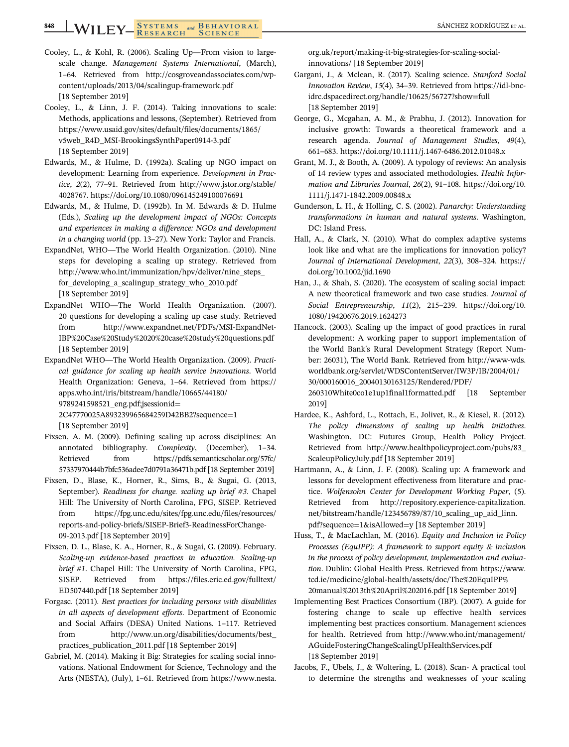Cooley, L., & Kohl, R. (2006). Scaling Up—From vision to large-scale change. *Management Systems International*, (March), 1–64. Retrieved from http://cosgroveandassociates.com/wp-content/uploads/2013/04/scalingup-framework.pdf [18 September 2019]

Cooley, L., & Linn, J. F. (2014). Taking innovations to scale: Methods, applications and lessons, (September). Retrieved from https://www.usaid.gov/sites/default/files/documents/1865/v5web_R4D_MSI-BrookingsSynthPaper0914-3.pdf [18 September 2019]

Edwards, M., & Hulme, D. (1992a). Scaling up NGO impact on development: Learning from experience. *Development in Practice*, *2*(2), 77–91. Retrieved from http://www.jstor.org/stable/4028767. https://doi.org/10.1080/096145249100076691

Edwards, M., & Hulme, D. (1992b). In M. Edwards & D. Hulme (Eds.), *Scaling up the development impact of NGOs: Concepts and experiences in making a difference: NGOs and development in a changing world* (pp. 13–27). New York: Taylor and Francis.

ExpandNet, WHO—The World Health Organization. (2010). Nine steps for developing a scaling up strategy. Retrieved from http://www.who.int/immunization/hpv/deliver/nine_steps_for_developing_a_scalingup_strategy_who_2010.pdf [18 September 2019]

ExpandNet WHO—The World Health Organization. (2007). 20 questions for developing a scaling up case study. Retrieved from http://www.expandnet.net/PDFs/MSI-ExpandNet-IBP%20Case%20Study%2020%20case%20study%20questions.pdf [18 September 2019]

ExpandNet WHO—The World Health Organization. (2009). *Practical guidance for scaling up health service innovations*. World Health Organization: Geneva, 1–64. Retrieved from https://apps.who.int/iris/bitstream/handle/10665/44180/9789241598521_eng.pdf;jsessionid=2C47770025A893239965684259D42BB2?sequence=1 [18 September 2019]

Fixsen, A. M. (2009). Defining scaling up across disciplines: An annotated bibliography. *Complexity*, (December), 1–34. Retrieved from https://pdfs.semanticscholar.org/57fc/57337970444b7bfc536adee7d0791a36471b.pdf [18 September 2019]

Fixsen, D., Blase, K., Horner, R., Sims, B., & Sugai, G. (2013, September). *Readiness for change. scaling up brief #3*. Chapel Hill: The University of North Carolina, FPG, SISEP. Retrieved from https://fpg.unc.edu/sites/fpg.unc.edu/files/resources/reports-and-policy-briefs/SISEP-Brief3-ReadinessForChange-09-2013.pdf [18 September 2019]

Fixsen, D. L., Blase, K. A., Horner, R., & Sugai, G. (2009). February. *Scaling-up evidence-based practices in education. Scaling-up brief #1*. Chapel Hill: The University of North Carolina, FPG, SISEP. Retrieved from https://files.eric.ed.gov/fulltext/ED507440.pdf [18 September 2019]

Forgasc. (2011). *Best practices for including persons with disabilities in all aspects of development efforts*. Department of Economic and Social Affairs (DESA) United Nations. 1–117. Retrieved from http://www.un.org/disabilities/documents/best_practices_publication_2011.pdf [18 September 2019]

Gabriel, M. (2014). Making it Big: Strategies for scaling social innovations. National Endowment for Science, Technology and the Arts (NESTA), (July), 1–61. Retrieved from https://www.nesta.org.uk/report/making-it-big-strategies-for-scaling-social-innovations/ [18 September 2019]

Gargani, J., & Mclean, R. (2017). Scaling science. *Stanford Social Innovation Review*, *15*(4), 34–39. Retrieved from https://idl-bnc-idrc.dspacedirect.org/handle/10625/56727?show=full [18 September 2019]

George, G., Mcgahan, A. M., & Prabhu, J. (2012). Innovation for inclusive growth: Towards a theoretical framework and a research agenda. *Journal of Management Studies*, *49*(4), 661–683. https://doi.org/10.1111/j.1467-6486.2012.01048.x

Grant, M. J., & Booth, A. (2009). A typology of reviews: An analysis of 14 review types and associated methodologies. *Health Information and Libraries Journal*, *26*(2), 91–108. https://doi.org/10.1111/j.1471-1842.2009.00848.x

Gunderson, L. H., & Holling, C. S. (2002). *Panarchy: Understanding transformations in human and natural systems*. Washington, DC: Island Press.

Hall, A., & Clark, N. (2010). What do complex adaptive systems look like and what are the implications for innovation policy? *Journal of International Development*, *22*(3), 308–324. https://doi.org/10.1002/jid.1690

Han, J., & Shah, S. (2020). The ecosystem of scaling social impact: A new theoretical framework and two case studies. *Journal of Social Entrepreneurship*, *11*(2), 215–239. https://doi.org/10.1080/19420676.2019.1624273

Hancock. (2003). Scaling up the impact of good practices in rural development: A working paper to support implementation of the World Bank's Rural Development Strategy (Report Number: 26031), The World Bank. Retrieved from http://www-wds.worldbank.org/servlet/WDSContentServer/IW3P/IB/2004/01/30/000160016_20040130163125/Rendered/PDF/260310White0co1e1up1final1formatted.pdf [18 September 2019]

Hardee, K., Ashford, L., Rottach, E., Jolivet, R., & Kiesel, R. (2012). *The policy dimensions of scaling up health initiatives*. Washington, DC: Futures Group, Health Policy Project. Retrieved from http://www.healthpolicyproject.com/pubs/83_ScaleupPolicyJuly.pdf [18 September 2019]

Hartmann, A., & Linn, J. F. (2008). Scaling up: A framework and lessons for development effectiveness from literature and practice. *Wolfensohn Center for Development Working Paper*, (5). Retrieved from http://repository.experience-capitalization.net/bitstream/handle/123456789/87/10_scaling_up_aid_linn.pdf?sequence=1&isAllowed=y [18 September 2019]

Huss, T., & MacLachlan, M. (2016). *Equity and Inclusion in Policy Processes (EquIPP): A framework to support equity & inclusion in the process of policy development, implementation and evaluation*. Dublin: Global Health Press. Retrieved from https://www.tcd.ie/medicine/global-health/assets/doc/The%20EquIPP%20manual%2013th%20April%202016.pdf [18 September 2019]

Implementing Best Practices Consortium (IBP). (2007). A guide for fostering change to scale up effective health services implementing best practices consortium. Management sciences for health. Retrieved from http://www.who.int/management/AGuideFosteringChangeScalingUpHealthServices.pdf [18 September 2019]

Jacobs, F., Ubels, J., & Woltering, L. (2018). Scan- A practical tool to determine the strengths and weaknesses of your scaling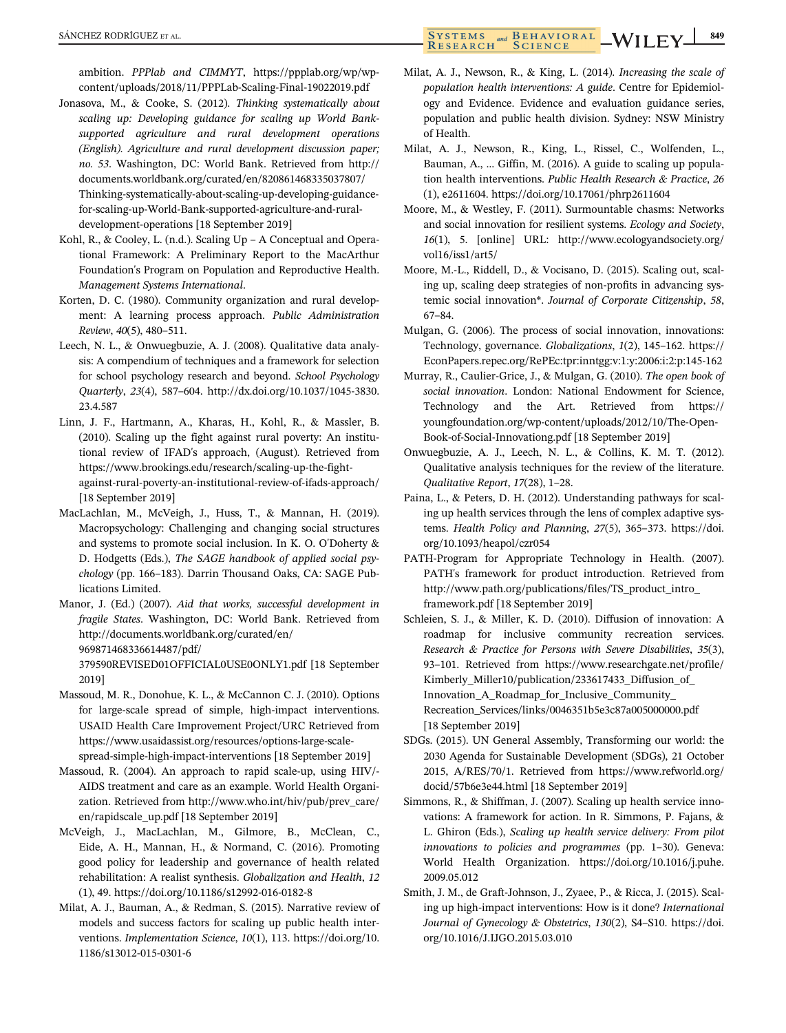ambition. *PPPlab and CIMMYT*, https://ppplab.org/wp/wp-content/uploads/2018/11/PPPLab-Scaling-Final-19022019.pdf

Jonasova, M., & Cooke, S. (2012). *Thinking systematically about scaling up: Developing guidance for scaling up World Bank-supported agriculture and rural development operations (English). Agriculture and rural development discussion paper; no. 53*. Washington, DC: World Bank. Retrieved from http://documents.worldbank.org/curated/en/820861468335037807/Thinking-systematically-about-scaling-up-developing-guidance-for-scaling-up-World-Bank-supported-agriculture-and-rural-development-operations [18 September 2019]

Kohl, R., & Cooley, L. (n.d.). Scaling Up – A Conceptual and Operational Framework: A Preliminary Report to the MacArthur Foundation's Program on Population and Reproductive Health. *Management Systems International*.

Korten, D. C. (1980). Community organization and rural development: A learning process approach. *Public Administration Review*, *40*(5), 480–511.

Leech, N. L., & Onwuegbuzie, A. J. (2008). Qualitative data analysis: A compendium of techniques and a framework for selection for school psychology research and beyond. *School Psychology Quarterly*, *23*(4), 587–604. http://dx.doi.org/10.1037/1045-3830.23.4.587

Linn, J. F., Hartmann, A., Kharas, H., Kohl, R., & Massler, B. (2010). Scaling up the fight against rural poverty: An institutional review of IFAD's approach, (August). Retrieved from https://www.brookings.edu/research/scaling-up-the-fight-against-rural-poverty-an-institutional-review-of-ifads-approach/ [18 September 2019]

MacLachlan, M., McVeigh, J., Huss, T., & Mannan, H. (2019). Macropsychology: Challenging and changing social structures and systems to promote social inclusion. In K. O. O'Doherty & D. Hodgetts (Eds.), *The SAGE handbook of applied social psychology* (pp. 166–183). Darrin Thousand Oaks, CA: SAGE Publications Limited.

Manor, J. (Ed.) (2007). *Aid that works, successful development in fragile States*. Washington, DC: World Bank. Retrieved from http://documents.worldbank.org/curated/en/969871468336614487/pdf/379590REVISED01OFFICIAL0USE0ONLY1.pdf [18 September 2019]

Massoud, M. R., Donohue, K. L., & McCannon C. J. (2010). Options for large-scale spread of simple, high-impact interventions. USAID Health Care Improvement Project/URC Retrieved from https://www.usaidassist.org/resources/options-large-scale-spread-simple-high-impact-interventions [18 September 2019]

Massoud, R. (2004). An approach to rapid scale-up, using HIV/-AIDS treatment and care as an example. World Health Organization. Retrieved from http://www.who.int/hiv/pub/prev_care/en/rapidscale_up.pdf [18 September 2019]

McVeigh, J., MacLachlan, M., Gilmore, B., McClean, C., Eide, A. H., Mannan, H., & Normand, C. (2016). Promoting good policy for leadership and governance of health related rehabilitation: A realist synthesis. *Globalization and Health*, *12*(1), 49. https://doi.org/10.1186/s12992-016-0182-8

Milat, A. J., Bauman, A., & Redman, S. (2015). Narrative review of models and success factors for scaling up public health interventions. *Implementation Science*, *10*(1), 113. https://doi.org/10.1186/s13012-015-0301-6

Milat, A. J., Newson, R., & King, L. (2014). *Increasing the scale of population health interventions: A guide*. Centre for Epidemiology and Evidence. Evidence and evaluation guidance series, population and public health division. Sydney: NSW Ministry of Health.

Milat, A. J., Newson, R., King, L., Rissel, C., Wolfenden, L., Bauman, A., … Giffin, M. (2016). A guide to scaling up population health interventions. *Public Health Research & Practice*, *26*(1), e2611604. https://doi.org/10.17061/phrp2611604

Moore, M., & Westley, F. (2011). Surmountable chasms: Networks and social innovation for resilient systems. *Ecology and Society*, *16*(1), 5. [online] URL: http://www.ecologyandsociety.org/vol16/iss1/art5/

Moore, M.-L., Riddell, D., & Vocisano, D. (2015). Scaling out, scaling up, scaling deep strategies of non-profits in advancing systemic social innovation*. *Journal of Corporate Citizenship*, *58*, 67–84.

Mulgan, G. (2006). The process of social innovation, innovations: Technology, governance. *Globalizations*, *1*(2), 145–162. https://EconPapers.repec.org/RePEc:tpr:inntgg:v:1:y:2006:i:2:p:145-162

Murray, R., Caulier-Grice, J., & Mulgan, G. (2010). *The open book of social innovation*. London: National Endowment for Science, Technology and the Art. Retrieved from https://youngfoundation.org/wp-content/uploads/2012/10/The-Open-Book-of-Social-Innovationg.pdf [18 September 2019]

Onwuegbuzie, A. J., Leech, N. L., & Collins, K. M. T. (2012). Qualitative analysis techniques for the review of the literature. *Qualitative Report*, *17*(28), 1–28.

Paina, L., & Peters, D. H. (2012). Understanding pathways for scaling up health services through the lens of complex adaptive systems. *Health Policy and Planning*, *27*(5), 365–373. https://doi.org/10.1093/heapol/czr054

PATH-Program for Appropriate Technology in Health. (2007). PATH's framework for product introduction. Retrieved from http://www.path.org/publications/files/TS_product_intro_framework.pdf [18 September 2019]

Schleien, S. J., & Miller, K. D. (2010). Diffusion of innovation: A roadmap for inclusive community recreation services. *Research & Practice for Persons with Severe Disabilities*, *35*(3), 93–101. Retrieved from https://www.researchgate.net/profile/Kimberly_Miller10/publication/233617433_Diffusion_of_Innovation_A_Roadmap_for_Inclusive_Community_Recreation_Services/links/0046351b5e3c87a005000000.pdf [18 September 2019]

SDGs. (2015). UN General Assembly, Transforming our world: the 2030 Agenda for Sustainable Development (SDGs), 21 October 2015, A/RES/70/1. Retrieved from https://www.refworld.org/docid/57b6e3e44.html [18 September 2019]

Simmons, R., & Shiffman, J. (2007). Scaling up health service innovations: A framework for action. In R. Simmons, P. Fajans, & L. Ghiron (Eds.), *Scaling up health service delivery: From pilot innovations to policies and programmes* (pp. 1–30). Geneva: World Health Organization. https://doi.org/10.1016/j.puhe.2009.05.012

Smith, J. M., de Graft-Johnson, J., Zyaee, P., & Ricca, J. (2015). Scaling up high-impact interventions: How is it done? *International Journal of Gynecology & Obstetrics*, *130*(2), S4–S10. https://doi.org/10.1016/J.IJGO.2015.03.010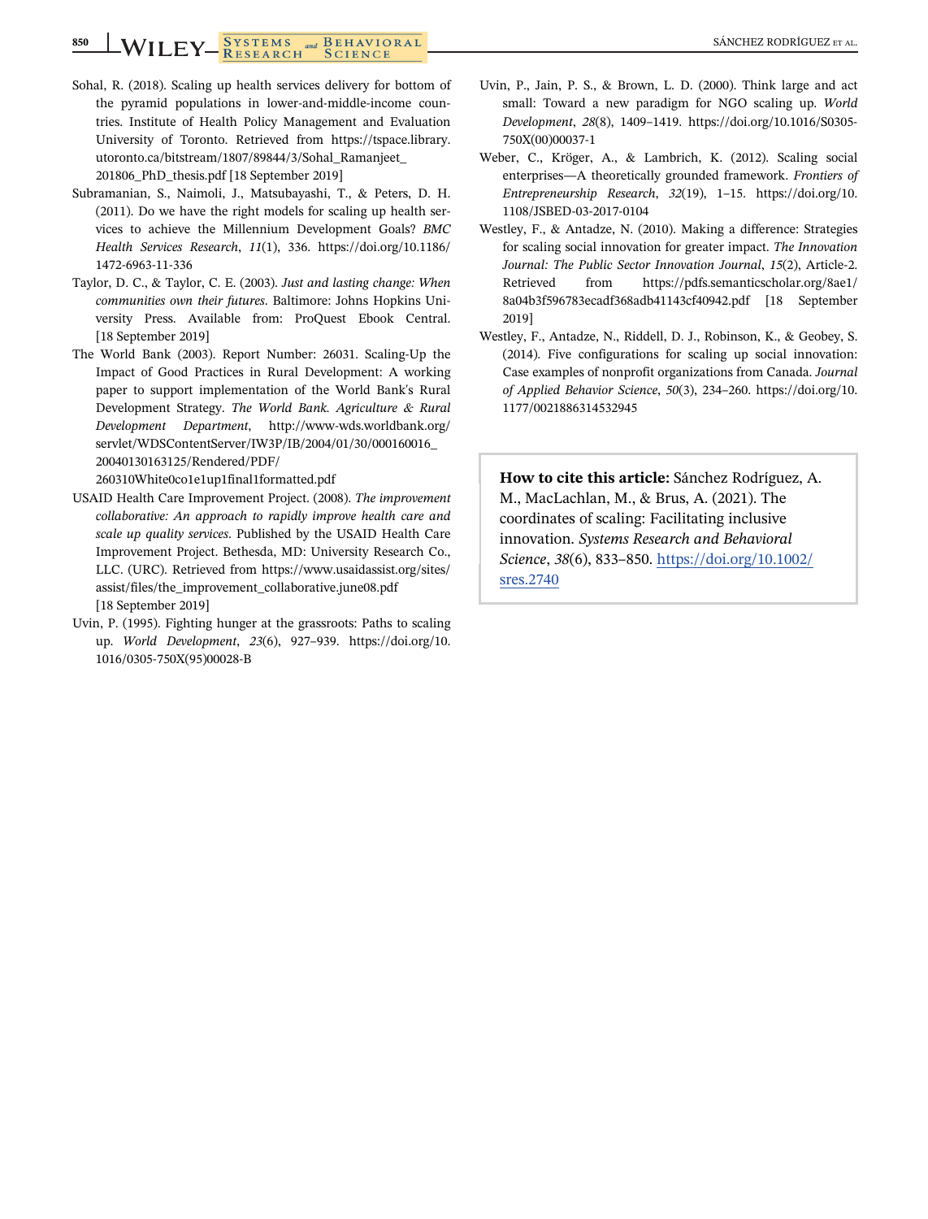Sohal, R. (2018). Scaling up health services delivery for bottom of the pyramid populations in lower-and-middle-income countries. Institute of Health Policy Management and Evaluation University of Toronto. Retrieved from https://tspace.library.utoronto.ca/bitstream/1807/89844/3/Sohal_Ramanjeet_201806_PhD_thesis.pdf [18 September 2019]

Subramanian, S., Naimoli, J., Matsubayashi, T., & Peters, D. H. (2011). Do we have the right models for scaling up health services to achieve the Millennium Development Goals? *BMC Health Services Research*, *11*(1), 336. https://doi.org/10.1186/1472-6963-11-336

Taylor, D. C., & Taylor, C. E. (2003). *Just and lasting change: When communities own their futures*. Baltimore: Johns Hopkins University Press. Available from: ProQuest Ebook Central. [18 September 2019]

The World Bank (2003). Report Number: 26031. Scaling-Up the Impact of Good Practices in Rural Development: A working paper to support implementation of the World Bank's Rural Development Strategy. *The World Bank. Agriculture & Rural Development Department*, http://www-wds.worldbank.org/servlet/WDSContentServer/IW3P/IB/2004/01/30/000160016_20040130163125/Rendered/PDF/260310White0co1e1up1final1formatted.pdf

USAID Health Care Improvement Project. (2008). *The improvement collaborative: An approach to rapidly improve health care and scale up quality services*. Published by the USAID Health Care Improvement Project. Bethesda, MD: University Research Co., LLC. (URC). Retrieved from https://www.usaidassist.org/sites/assist/files/the_improvement_collaborative.june08.pdf [18 September 2019]

Uvin, P. (1995). Fighting hunger at the grassroots: Paths to scaling up. *World Development*, *23*(6), 927–939. https://doi.org/10.1016/0305-750X(95)00028-B

Uvin, P., Jain, P. S., & Brown, L. D. (2000). Think large and act small: Toward a new paradigm for NGO scaling up. *World Development*, *28*(8), 1409–1419. https://doi.org/10.1016/S0305-750X(00)00037-1

Weber, C., Kröger, A., & Lambrich, K. (2012). Scaling social enterprises—A theoretically grounded framework. *Frontiers of Entrepreneurship Research*, *32*(19), 1–15. https://doi.org/10.1108/JSBED-03-2017-0104

Westley, F., & Antadze, N. (2010). Making a difference: Strategies for scaling social innovation for greater impact. *The Innovation Journal: The Public Sector Innovation Journal*, *15*(2), Article-2. Retrieved from https://pdfs.semanticscholar.org/8ae1/8a04b3f596783ecadf368adb41143cf40942.pdf [18 September 2019]

Westley, F., Antadze, N., Riddell, D. J., Robinson, K., & Geobey, S. (2014). Five configurations for scaling up social innovation: Case examples of nonprofit organizations from Canada. *Journal of Applied Behavior Science*, *50*(3), 234–260. https://doi.org/10.1177/0021886314532945

**How to cite this article:** Sánchez Rodríguez, A. M., MacLachlan, M., & Brus, A. (2021). The coordinates of scaling: Facilitating inclusive innovation. *Systems Research and Behavioral Science*, *38*(6), 833–850. https://doi.org/10.1002/sres.2740